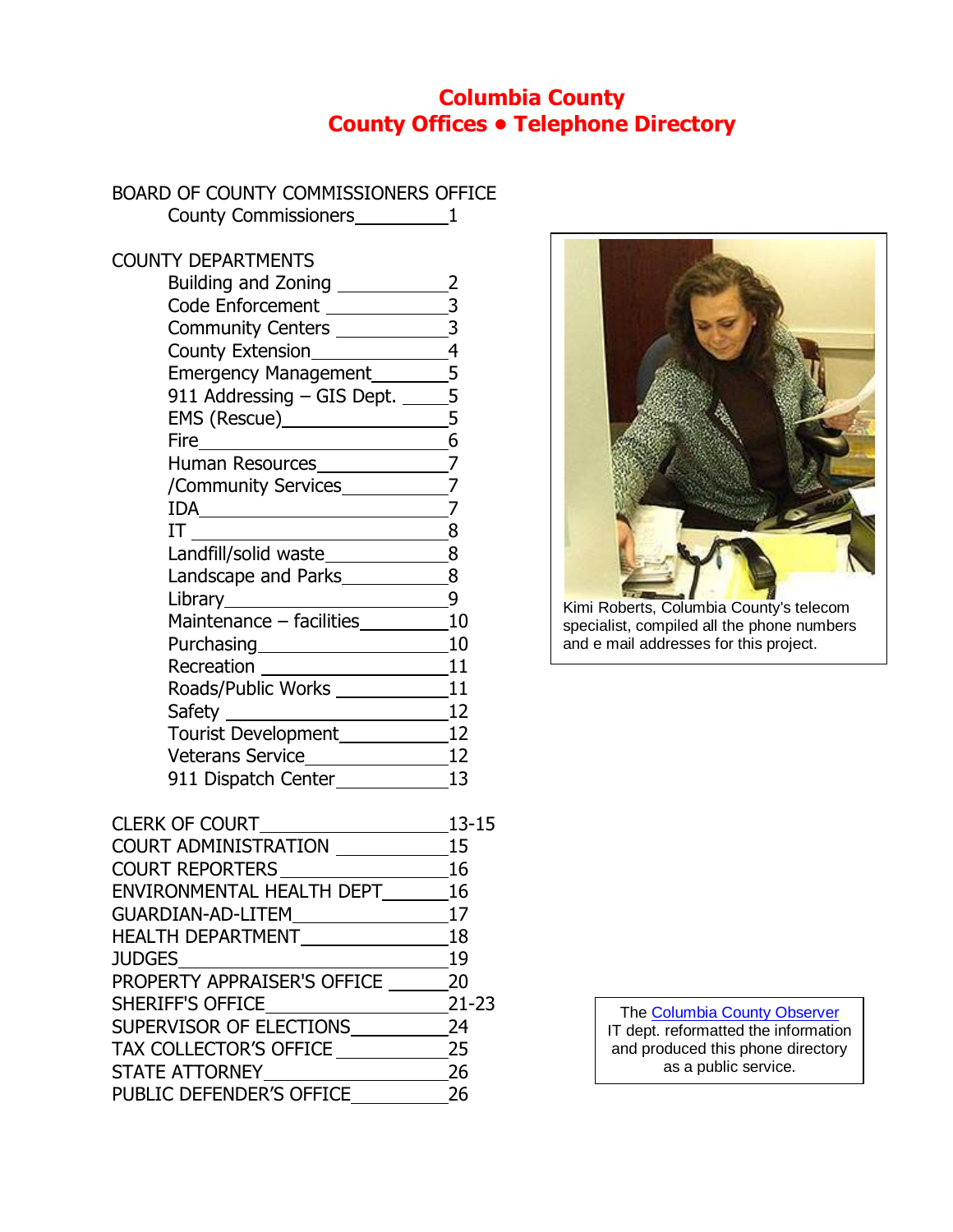# Columbia County
# County Offices • Telephone Directory

BOARD OF COUNTY COMMISSIONERS OFFICE

| Entry | Page |
|---|---|
| County Commissioners | 1 |

COUNTY DEPARTMENTS

| Entry | Page |
|---|---|
| Building and Zoning | 2 |
| Code Enforcement | 3 |
| Community Centers | 3 |
| County Extension | 4 |
| Emergency Management | 5 |
| 911 Addressing – GIS Dept. | 5 |
| EMS (Rescue) | 5 |
| Fire | 6 |
| Human Resources | 7 |
| /Community Services | 7 |
| IDA | 7 |
| IT | 8 |
| Landfill/solid waste | 8 |
| Landscape and Parks | 8 |
| Library | 9 |
| Maintenance – facilities | 10 |
| Purchasing | 10 |
| Recreation | 11 |
| Roads/Public Works | 11 |
| Safety | 12 |
| Tourist Development | 12 |
| Veterans Service | 12 |
| 911 Dispatch Center | 13 |

| Entry | Page |
|---|---|
| CLERK OF COURT | 13-15 |
| COURT ADMINISTRATION | 15 |
| COURT REPORTERS | 16 |
| ENVIRONMENTAL HEALTH DEPT | 16 |
| GUARDIAN-AD-LITEM | 17 |
| HEALTH DEPARTMENT | 18 |
| JUDGES | 19 |
| PROPERTY APPRAISER'S OFFICE | 20 |
| SHERIFF'S OFFICE | 21-23 |
| SUPERVISOR OF ELECTIONS | 24 |
| TAX COLLECTOR'S OFFICE | 25 |
| STATE ATTORNEY | 26 |
| PUBLIC DEFENDER'S OFFICE | 26 |

Kimi Roberts, Columbia County's telecom specialist, compiled all the phone numbers and e mail addresses for this project.

The Columbia County Observer IT dept. reformatted the information and produced this phone directory as a public service.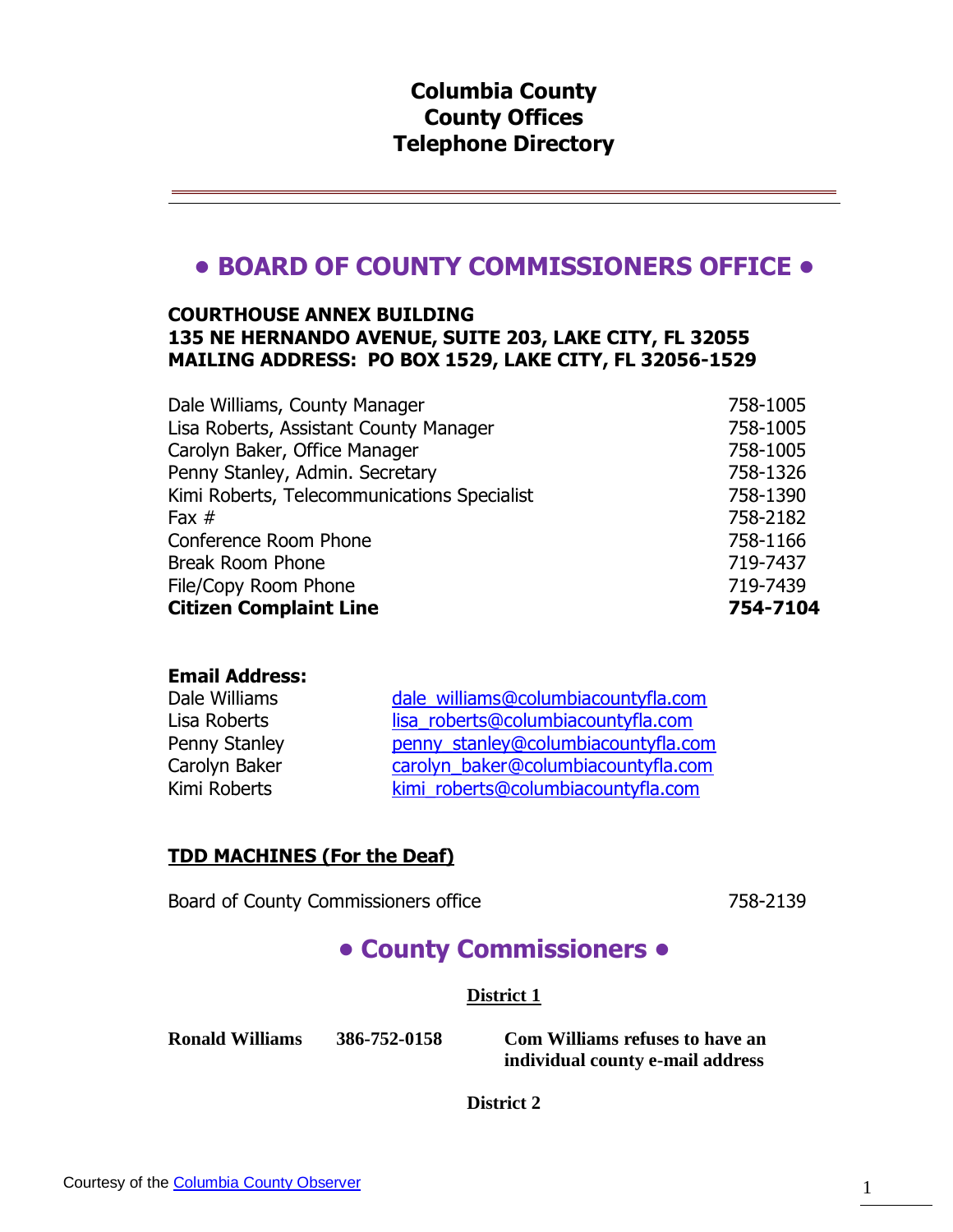# Columbia County
# County Offices
# Telephone Directory

---

## • BOARD OF COUNTY COMMISSIONERS OFFICE •

**COURTHOUSE ANNEX BUILDING**
**135 NE HERNANDO AVENUE, SUITE 203, LAKE CITY, FL 32055**
**MAILING ADDRESS: PO BOX 1529, LAKE CITY, FL 32056-1529**

| | |
|---|---|
| Dale Williams, County Manager | 758-1005 |
| Lisa Roberts, Assistant County Manager | 758-1005 |
| Carolyn Baker, Office Manager | 758-1005 |
| Penny Stanley, Admin. Secretary | 758-1326 |
| Kimi Roberts, Telecommunications Specialist | 758-1390 |
| Fax # | 758-2182 |
| Conference Room Phone | 758-1166 |
| Break Room Phone | 719-7437 |
| File/Copy Room Phone | 719-7439 |
| **Citizen Complaint Line** | **754-7104** |

**Email Address:**

| | |
|---|---|
| Dale Williams | dale_williams@columbiacountyfla.com |
| Lisa Roberts | lisa_roberts@columbiacountyfla.com |
| Penny Stanley | penny_stanley@columbiacountyfla.com |
| Carolyn Baker | carolyn_baker@columbiacountyfla.com |
| Kimi Roberts | kimi_roberts@columbiacountyfla.com |

**TDD MACHINES (For the Deaf)**

| | |
|---|---|
| Board of County Commissioners office | 758-2139 |

## • County Commissioners •

**District 1**

| | | |
|---|---|---|
| **Ronald Williams** | **386-752-0158** | **Com Williams refuses to have an individual county e-mail address** |

**District 2**

Courtesy of the Columbia County Observer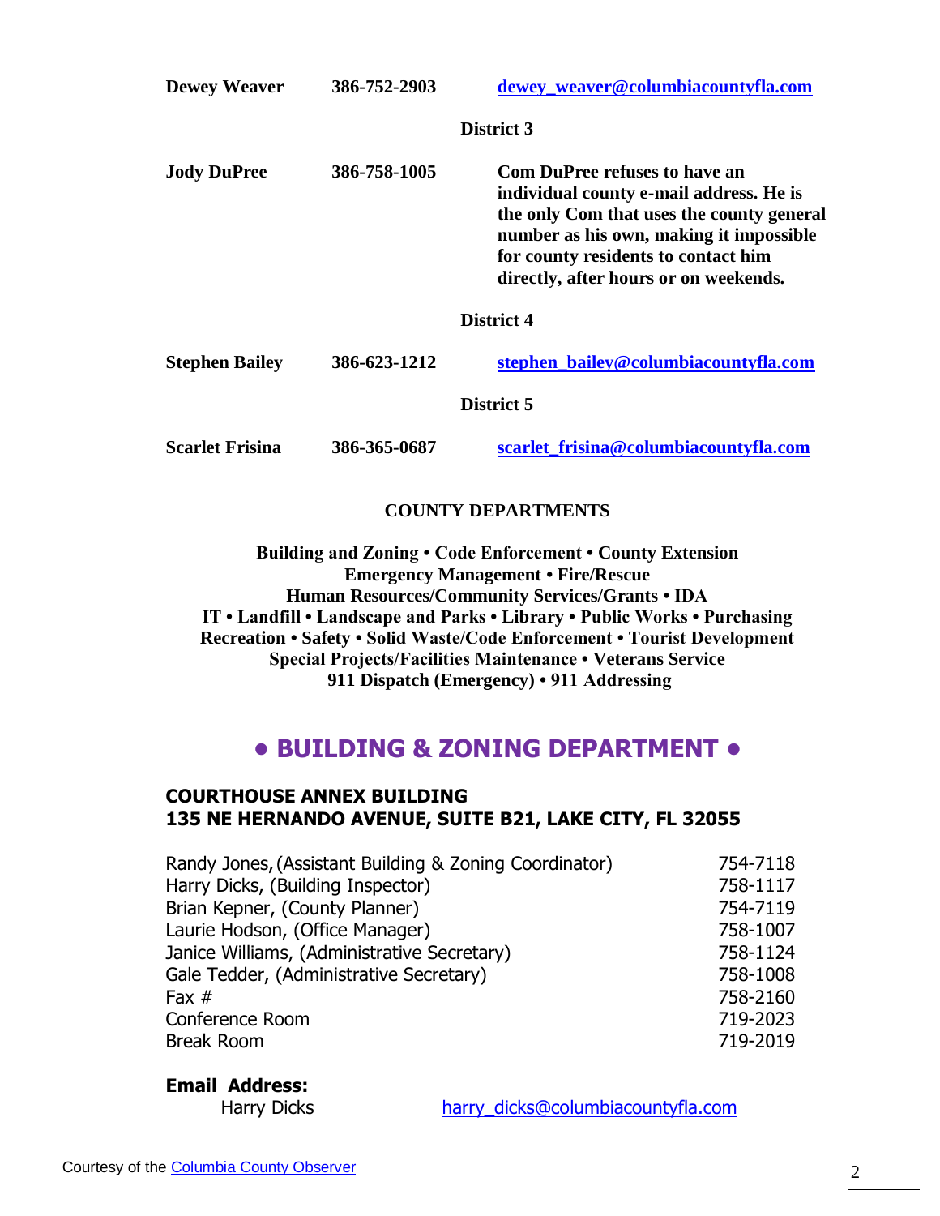| | | |
|---|---|---|
| **Dewey Weaver** | **386-752-2903** | **dewey_weaver@columbiacountyfla.com** |

**District 3**

| | | |
|---|---|---|
| **Jody DuPree** | **386-758-1005** | **Com DuPree refuses to have an individual county e-mail address. He is the only Com that uses the county general number as his own, making it impossible for county residents to contact him directly, after hours or on weekends.** |

**District 4**

| | | |
|---|---|---|
| **Stephen Bailey** | **386-623-1212** | **stephen_bailey@columbiacountyfla.com** |

**District 5**

| | | |
|---|---|---|
| **Scarlet Frisina** | **386-365-0687** | **scarlet_frisina@columbiacountyfla.com** |

**COUNTY DEPARTMENTS**

**Building and Zoning • Code Enforcement • County Extension**
**Emergency Management • Fire/Rescue**
**Human Resources/Community Services/Grants • IDA**
**IT • Landfill • Landscape and Parks • Library • Public Works • Purchasing**
**Recreation • Safety • Solid Waste/Code Enforcement • Tourist Development**
**Special Projects/Facilities Maintenance • Veterans Service**
**911 Dispatch (Emergency) • 911 Addressing**

# • BUILDING & ZONING DEPARTMENT •

**COURTHOUSE ANNEX BUILDING**
**135 NE HERNANDO AVENUE, SUITE B21, LAKE CITY, FL 32055**

| | |
|---|---|
| Randy Jones, (Assistant Building & Zoning Coordinator) | 754-7118 |
| Harry Dicks, (Building Inspector) | 758-1117 |
| Brian Kepner, (County Planner) | 754-7119 |
| Laurie Hodson, (Office Manager) | 758-1007 |
| Janice Williams, (Administrative Secretary) | 758-1124 |
| Gale Tedder, (Administrative Secretary) | 758-1008 |
| Fax # | 758-2160 |
| Conference Room | 719-2023 |
| Break Room | 719-2019 |

**Email Address:**

Harry Dicks harry_dicks@columbiacountyfla.com

Courtesy of the Columbia County Observer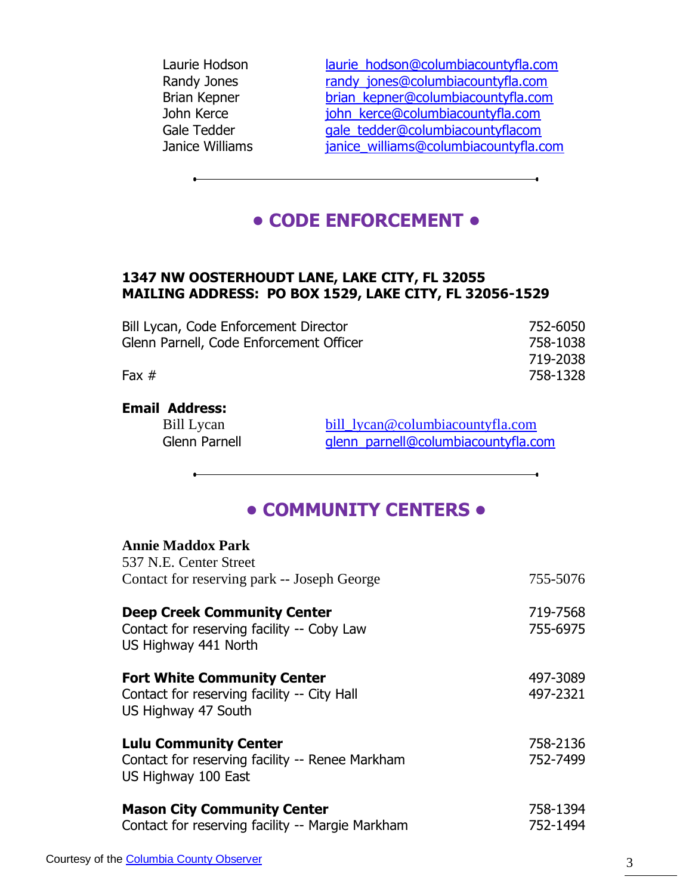| | |
|---|---|
| Laurie Hodson | laurie_hodson@columbiacountyfla.com |
| Randy Jones | randy_jones@columbiacountyfla.com |
| Brian Kepner | brian_kepner@columbiacountyfla.com |
| John Kerce | john_kerce@columbiacountyfla.com |
| Gale Tedder | gale_tedder@columbiacountyflacom |
| Janice Williams | janice_williams@columbiacountyfla.com |

---

## • CODE ENFORCEMENT •

**1347 NW OOSTERHOUDT LANE, LAKE CITY, FL 32055**
**MAILING ADDRESS: PO BOX 1529, LAKE CITY, FL 32056-1529**

| | |
|---|---|
| Bill Lycan, Code Enforcement Director | 752-6050 |
| Glenn Parnell, Code Enforcement Officer | 758-1038 |
| | 719-2038 |
| Fax # | 758-1328 |

**Email Address:**

| | |
|---|---|
| Bill Lycan | bill_lycan@columbiacountyfla.com |
| Glenn Parnell | glenn_parnell@columbiacountyfla.com |

---

## • COMMUNITY CENTERS •

**Annie Maddox Park**
537 N.E. Center Street
Contact for reserving park -- Joseph George — 755-5076

**Deep Creek Community Center** — 719-7568
Contact for reserving facility -- Coby Law — 755-6975
US Highway 441 North

**Fort White Community Center** — 497-3089
Contact for reserving facility -- City Hall — 497-2321
US Highway 47 South

**Lulu Community Center** — 758-2136
Contact for reserving facility -- Renee Markham — 752-7499
US Highway 100 East

**Mason City Community Center** — 758-1394
Contact for reserving facility -- Margie Markham — 752-1494

Courtesy of the Columbia County Observer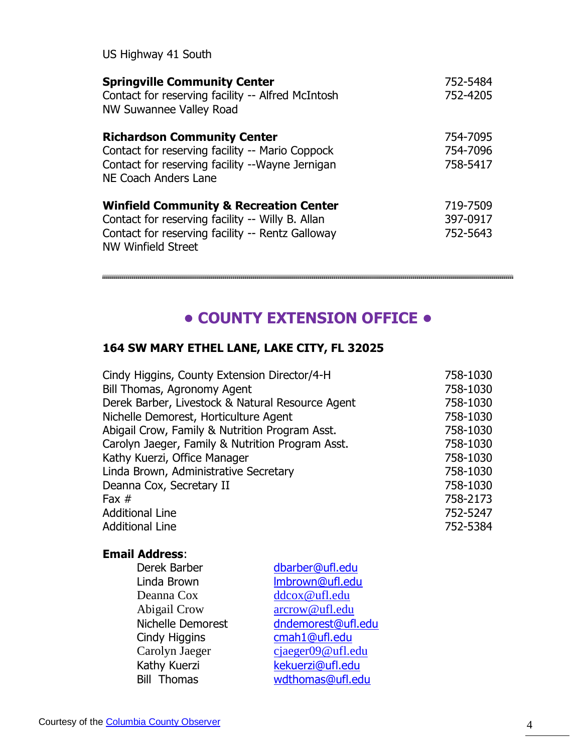US Highway 41 South

| | |
|---|---|
| **Springville Community Center** | 752-5484 |
| Contact for reserving facility -- Alfred McIntosh | 752-4205 |
| NW Suwannee Valley Road | |

| | |
|---|---|
| **Richardson Community Center** | 754-7095 |
| Contact for reserving facility -- Mario Coppock | 754-7096 |
| Contact for reserving facility --Wayne Jernigan | 758-5417 |
| NE Coach Anders Lane | |

| | |
|---|---|
| **Winfield Community & Recreation Center** | 719-7509 |
| Contact for reserving facility -- Willy B. Allan | 397-0917 |
| Contact for reserving facility -- Rentz Galloway | 752-5643 |
| NW Winfield Street | |

---

## • COUNTY EXTENSION OFFICE •

**164 SW MARY ETHEL LANE, LAKE CITY, FL 32025**

| | |
|---|---|
| Cindy Higgins, County Extension Director/4-H | 758-1030 |
| Bill Thomas, Agronomy Agent | 758-1030 |
| Derek Barber, Livestock & Natural Resource Agent | 758-1030 |
| Nichelle Demorest, Horticulture Agent | 758-1030 |
| Abigail Crow, Family & Nutrition Program Asst. | 758-1030 |
| Carolyn Jaeger, Family & Nutrition Program Asst. | 758-1030 |
| Kathy Kuerzi, Office Manager | 758-1030 |
| Linda Brown, Administrative Secretary | 758-1030 |
| Deanna Cox, Secretary II | 758-1030 |
| Fax # | 758-2173 |
| Additional Line | 752-5247 |
| Additional Line | 752-5384 |

**Email Address**:

| | |
|---|---|
| Derek Barber | dbarber@ufl.edu |
| Linda Brown | lmbrown@ufl.edu |
| Deanna Cox | ddcox@ufl.edu |
| Abigail Crow | arcrow@ufl.edu |
| Nichelle Demorest | dndemorest@ufl.edu |
| Cindy Higgins | cmah1@ufl.edu |
| Carolyn Jaeger | cjaeger09@ufl.edu |
| Kathy Kuerzi | kekuerzi@ufl.edu |
| Bill Thomas | wdthomas@ufl.edu |

Courtesy of the Columbia County Observer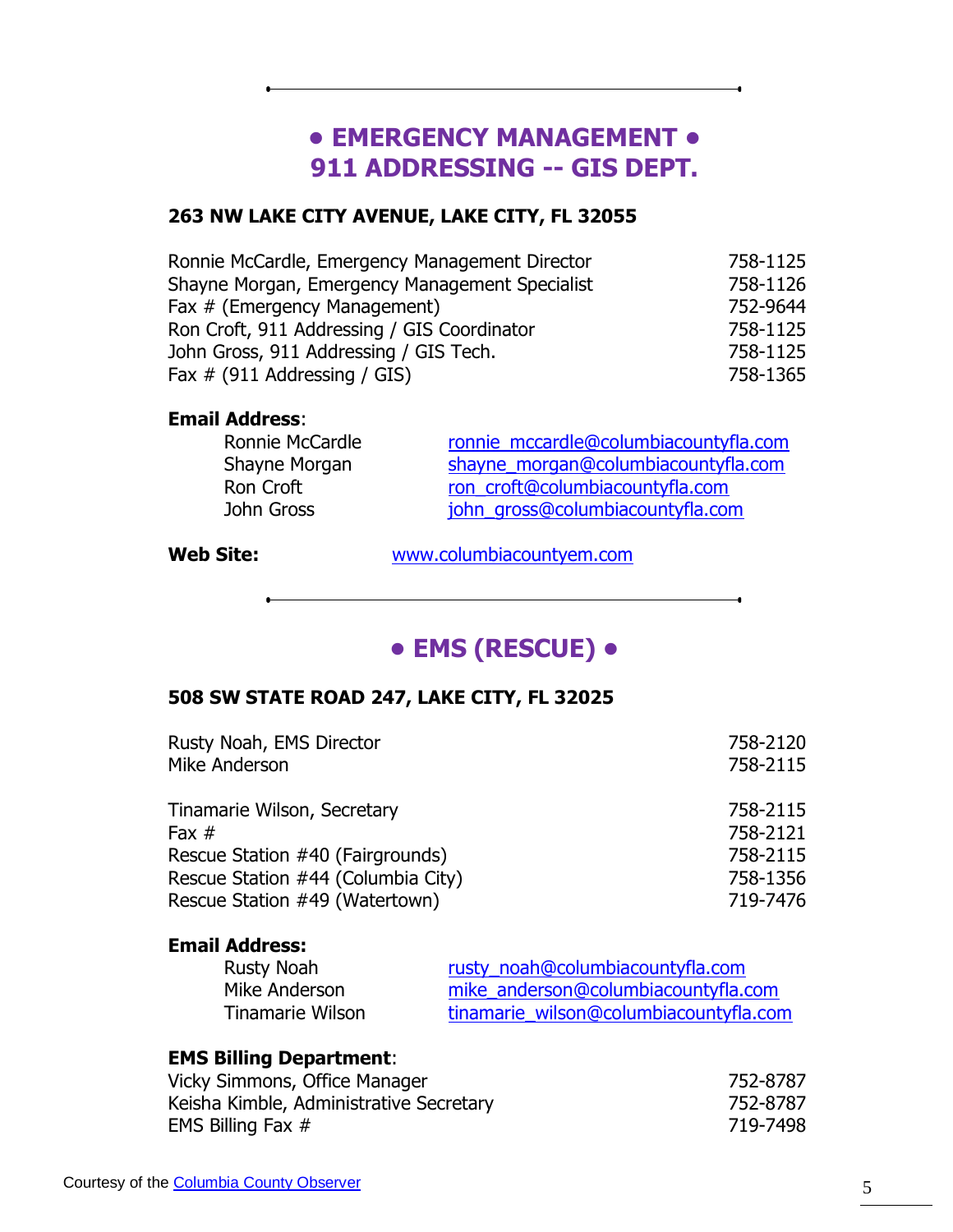## • EMERGENCY MANAGEMENT •
## 911 ADDRESSING -- GIS DEPT.

**263 NW LAKE CITY AVENUE, LAKE CITY, FL 32055**

| | |
|---|---|
| Ronnie McCardle, Emergency Management Director | 758-1125 |
| Shayne Morgan, Emergency Management Specialist | 758-1126 |
| Fax # (Emergency Management) | 752-9644 |
| Ron Croft, 911 Addressing / GIS Coordinator | 758-1125 |
| John Gross, 911 Addressing / GIS Tech. | 758-1125 |
| Fax # (911 Addressing / GIS) | 758-1365 |

**Email Address**:

| | |
|---|---|
| Ronnie McCardle | ronnie_mccardle@columbiacountyfla.com |
| Shayne Morgan | shayne_morgan@columbiacountyfla.com |
| Ron Croft | ron_croft@columbiacountyfla.com |
| John Gross | john_gross@columbiacountyfla.com |

**Web Site:** www.columbiacountyem.com

## • EMS (RESCUE) •

**508 SW STATE ROAD 247, LAKE CITY, FL 32025**

| | |
|---|---|
| Rusty Noah, EMS Director | 758-2120 |
| Mike Anderson | 758-2115 |
| Tinamarie Wilson, Secretary | 758-2115 |
| Fax # | 758-2121 |
| Rescue Station #40 (Fairgrounds) | 758-2115 |
| Rescue Station #44 (Columbia City) | 758-1356 |
| Rescue Station #49 (Watertown) | 719-7476 |

**Email Address:**

| | |
|---|---|
| Rusty Noah | rusty_noah@columbiacountyfla.com |
| Mike Anderson | mike_anderson@columbiacountyfla.com |
| Tinamarie Wilson | tinamarie_wilson@columbiacountyfla.com |

**EMS Billing Department**:

| | |
|---|---|
| Vicky Simmons, Office Manager | 752-8787 |
| Keisha Kimble, Administrative Secretary | 752-8787 |
| EMS Billing Fax # | 719-7498 |

Courtesy of the Columbia County Observer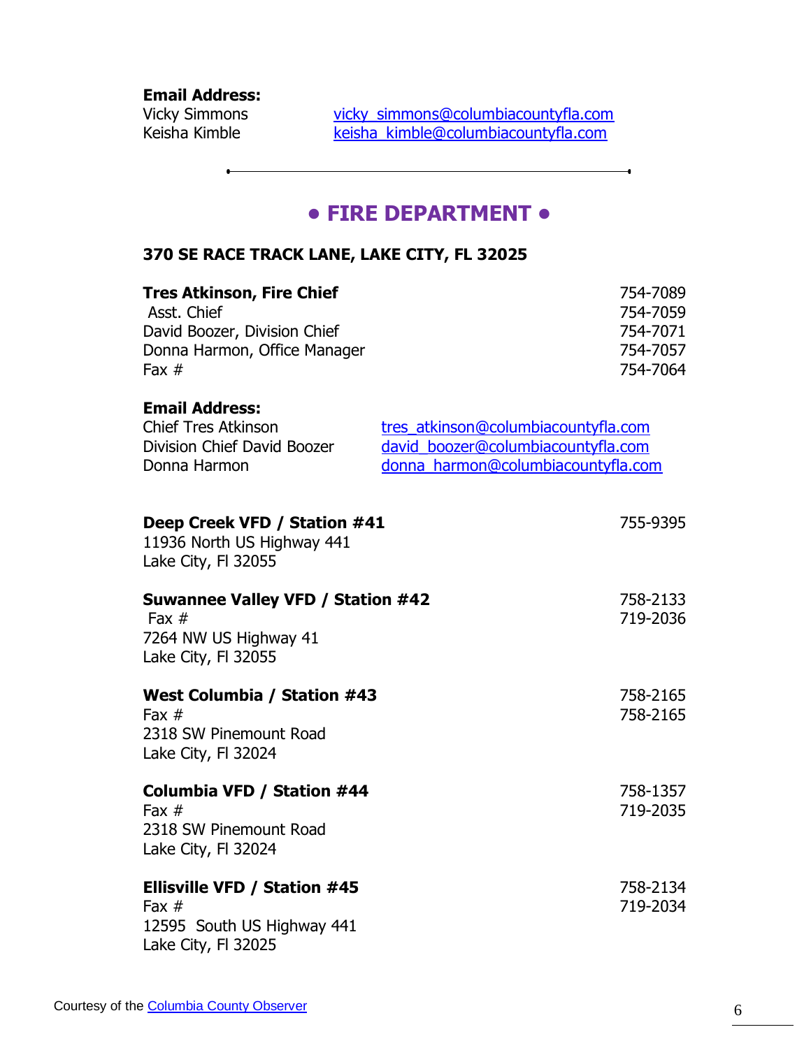**Email Address:**

| | |
|---|---|
| Vicky Simmons | vicky_simmons@columbiacountyfla.com |
| Keisha Kimble | keisha_kimble@columbiacountyfla.com |

---

## • FIRE DEPARTMENT •

**370 SE RACE TRACK LANE, LAKE CITY, FL 32025**

| | |
|---|---|
| **Tres Atkinson, Fire Chief** | 754-7089 |
| Asst. Chief | 754-7059 |
| David Boozer, Division Chief | 754-7071 |
| Donna Harmon, Office Manager | 754-7057 |
| Fax # | 754-7064 |

**Email Address:**

| | |
|---|---|
| Chief Tres Atkinson | tres_atkinson@columbiacountyfla.com |
| Division Chief David Boozer | david_boozer@columbiacountyfla.com |
| Donna Harmon | donna_harmon@columbiacountyfla.com |

**Deep Creek VFD / Station #41** — 755-9395
11936 North US Highway 441
Lake City, Fl 32055

**Suwannee Valley VFD / Station #42** — 758-2133
Fax # — 719-2036
7264 NW US Highway 41
Lake City, Fl 32055

**West Columbia / Station #43** — 758-2165
Fax # — 758-2165
2318 SW Pinemount Road
Lake City, Fl 32024

**Columbia VFD / Station #44** — 758-1357
Fax # — 719-2035
2318 SW Pinemount Road
Lake City, Fl 32024

**Ellisville VFD / Station #45** — 758-2134
Fax # — 719-2034
12595 South US Highway 441
Lake City, Fl 32025

Courtesy of the Columbia County Observer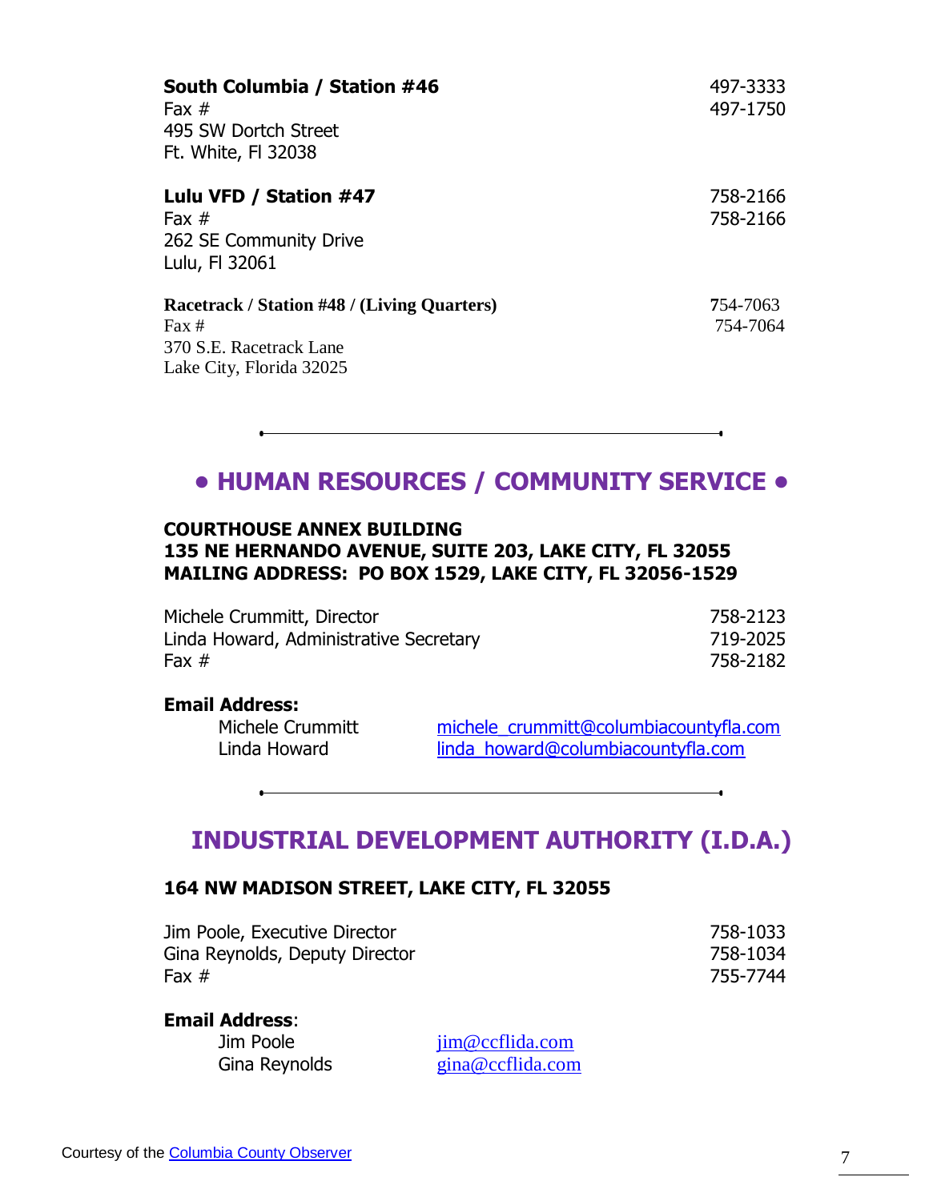**South Columbia / Station #46** 497-3333
Fax # 497-1750
495 SW Dortch Street
Ft. White, Fl 32038

**Lulu VFD / Station #47** 758-2166
Fax # 758-2166
262 SE Community Drive
Lulu, Fl 32061

**Racetrack / Station #48 / (Living Quarters)** 754-7063
Fax # 754-7064
370 S.E. Racetrack Lane
Lake City, Florida 32025

---

## • HUMAN RESOURCES / COMMUNITY SERVICE •

**COURTHOUSE ANNEX BUILDING**
**135 NE HERNANDO AVENUE, SUITE 203, LAKE CITY, FL 32055**
**MAILING ADDRESS: PO BOX 1529, LAKE CITY, FL 32056-1529**

| | |
|---|---|
| Michele Crummitt, Director | 758-2123 |
| Linda Howard, Administrative Secretary | 719-2025 |
| Fax # | 758-2182 |

**Email Address:**

| | |
|---|---|
| Michele Crummitt | michele_crummitt@columbiacountyfla.com |
| Linda Howard | linda_howard@columbiacountyfla.com |

---

## INDUSTRIAL DEVELOPMENT AUTHORITY (I.D.A.)

**164 NW MADISON STREET, LAKE CITY, FL 32055**

| | |
|---|---|
| Jim Poole, Executive Director | 758-1033 |
| Gina Reynolds, Deputy Director | 758-1034 |
| Fax # | 755-7744 |

**Email Address**:

| | |
|---|---|
| Jim Poole | jim@ccflida.com |
| Gina Reynolds | gina@ccflida.com |

Courtesy of the Columbia County Observer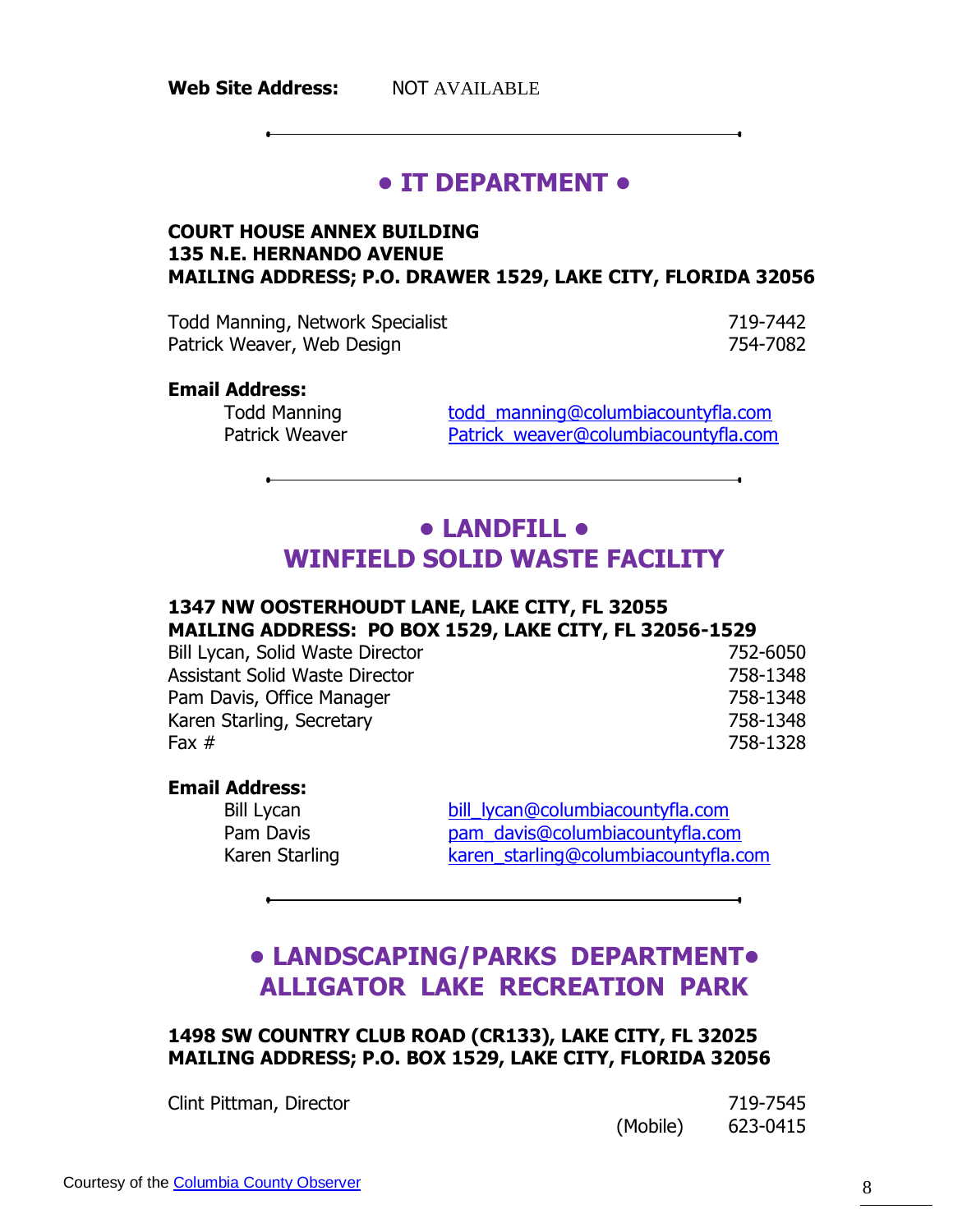**Web Site Address:** NOT AVAILABLE

---

## • IT DEPARTMENT •

**COURT HOUSE ANNEX BUILDING**
**135 N.E. HERNANDO AVENUE**
**MAILING ADDRESS; P.O. DRAWER 1529, LAKE CITY, FLORIDA 32056**

| | |
|---|---|
| Todd Manning, Network Specialist | 719-7442 |
| Patrick Weaver, Web Design | 754-7082 |

**Email Address:**

| | |
|---|---|
| Todd Manning | todd_manning@columbiacountyfla.com |
| Patrick Weaver | Patrick_weaver@columbiacountyfla.com |

---

## • LANDFILL •
## WINFIELD SOLID WASTE FACILITY

**1347 NW OOSTERHOUDT LANE, LAKE CITY, FL 32055**
**MAILING ADDRESS: PO BOX 1529, LAKE CITY, FL 32056-1529**

| | |
|---|---|
| Bill Lycan, Solid Waste Director | 752-6050 |
| Assistant Solid Waste Director | 758-1348 |
| Pam Davis, Office Manager | 758-1348 |
| Karen Starling, Secretary | 758-1348 |
| Fax # | 758-1328 |

**Email Address:**

| | |
|---|---|
| Bill Lycan | bill_lycan@columbiacountyfla.com |
| Pam Davis | pam_davis@columbiacountyfla.com |
| Karen Starling | karen_starling@columbiacountyfla.com |

---

## • LANDSCAPING/PARKS DEPARTMENT•
## ALLIGATOR LAKE RECREATION PARK

**1498 SW COUNTRY CLUB ROAD (CR133), LAKE CITY, FL 32025**
**MAILING ADDRESS; P.O. BOX 1529, LAKE CITY, FLORIDA 32056**

| | | |
|---|---|---|
| Clint Pittman, Director | | 719-7545 |
| | (Mobile) | 623-0415 |

Courtesy of the Columbia County Observer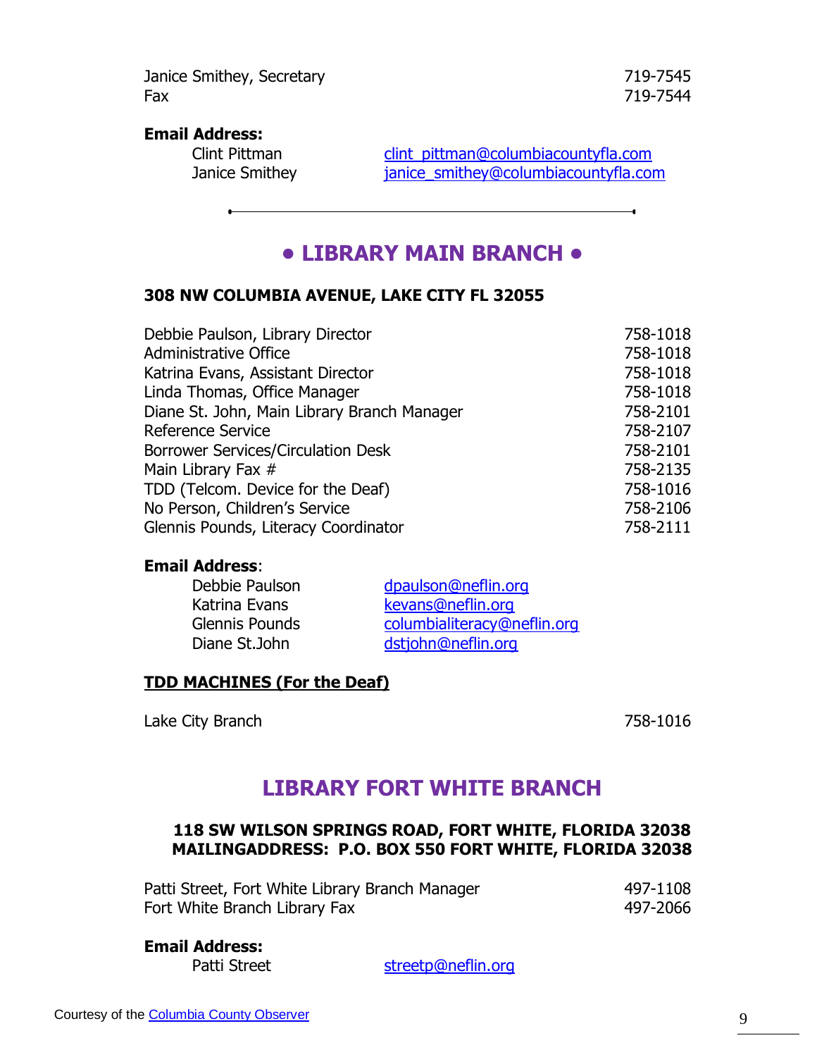| | |
|---|---|
| Janice Smithey, Secretary | 719-7545 |
| Fax | 719-7544 |

**Email Address:**

| | |
|---|---|
| Clint Pittman | clint_pittman@columbiacountyfla.com |
| Janice Smithey | janice_smithey@columbiacountyfla.com |

---

## • LIBRARY MAIN BRANCH •

**308 NW COLUMBIA AVENUE, LAKE CITY FL 32055**

| | |
|---|---|
| Debbie Paulson, Library Director | 758-1018 |
| Administrative Office | 758-1018 |
| Katrina Evans, Assistant Director | 758-1018 |
| Linda Thomas, Office Manager | 758-1018 |
| Diane St. John, Main Library Branch Manager | 758-2101 |
| Reference Service | 758-2107 |
| Borrower Services/Circulation Desk | 758-2101 |
| Main Library Fax # | 758-2135 |
| TDD (Telcom. Device for the Deaf) | 758-1016 |
| No Person, Children's Service | 758-2106 |
| Glennis Pounds, Literacy Coordinator | 758-2111 |

**Email Address**:

| | |
|---|---|
| Debbie Paulson | dpaulson@neflin.org |
| Katrina Evans | kevans@neflin.org |
| Glennis Pounds | columbialiteracy@neflin.org |
| Diane St.John | dstjohn@neflin.org |

**TDD MACHINES (For the Deaf)**

| | |
|---|---|
| Lake City Branch | 758-1016 |

## LIBRARY FORT WHITE BRANCH

**118 SW WILSON SPRINGS ROAD, FORT WHITE, FLORIDA 32038**
**MAILINGADDRESS: P.O. BOX 550 FORT WHITE, FLORIDA 32038**

| | |
|---|---|
| Patti Street, Fort White Library Branch Manager | 497-1108 |
| Fort White Branch Library Fax | 497-2066 |

**Email Address:**

| | |
|---|---|
| Patti Street | streetp@neflin.org |

Courtesy of the Columbia County Observer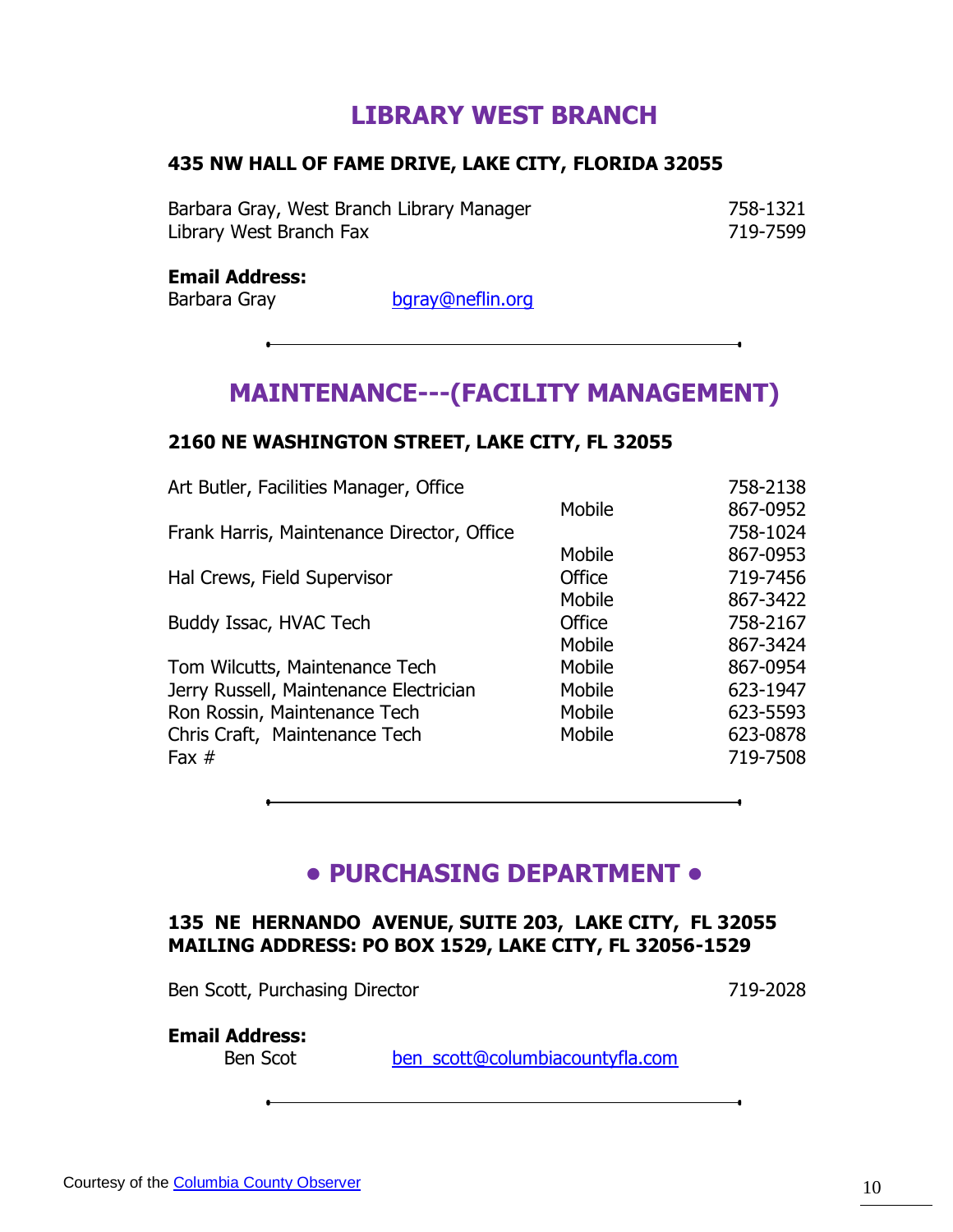## LIBRARY WEST BRANCH

**435 NW HALL OF FAME DRIVE, LAKE CITY, FLORIDA 32055**

| | |
|---|---|
| Barbara Gray, West Branch Library Manager | 758-1321 |
| Library West Branch Fax | 719-7599 |

**Email Address:**

Barbara Gray — bgray@neflin.org

---

## MAINTENANCE---(FACILITY MANAGEMENT)

**2160 NE WASHINGTON STREET, LAKE CITY, FL 32055**

| | | |
|---|---|---|
| Art Butler, Facilities Manager, Office | | 758-2138 |
| | Mobile | 867-0952 |
| Frank Harris, Maintenance Director, Office | | 758-1024 |
| | Mobile | 867-0953 |
| Hal Crews, Field Supervisor | Office | 719-7456 |
| | Mobile | 867-3422 |
| Buddy Issac, HVAC Tech | Office | 758-2167 |
| | Mobile | 867-3424 |
| Tom Wilcutts, Maintenance Tech | Mobile | 867-0954 |
| Jerry Russell, Maintenance Electrician | Mobile | 623-1947 |
| Ron Rossin, Maintenance Tech | Mobile | 623-5593 |
| Chris Craft, Maintenance Tech | Mobile | 623-0878 |
| Fax # | | 719-7508 |

---

## • PURCHASING DEPARTMENT •

**135 NE HERNANDO AVENUE, SUITE 203, LAKE CITY, FL 32055**
**MAILING ADDRESS: PO BOX 1529, LAKE CITY, FL 32056-1529**

| | |
|---|---|
| Ben Scott, Purchasing Director | 719-2028 |

**Email Address:**

Ben Scot — ben_scott@columbiacountyfla.com

---

Courtesy of the Columbia County Observer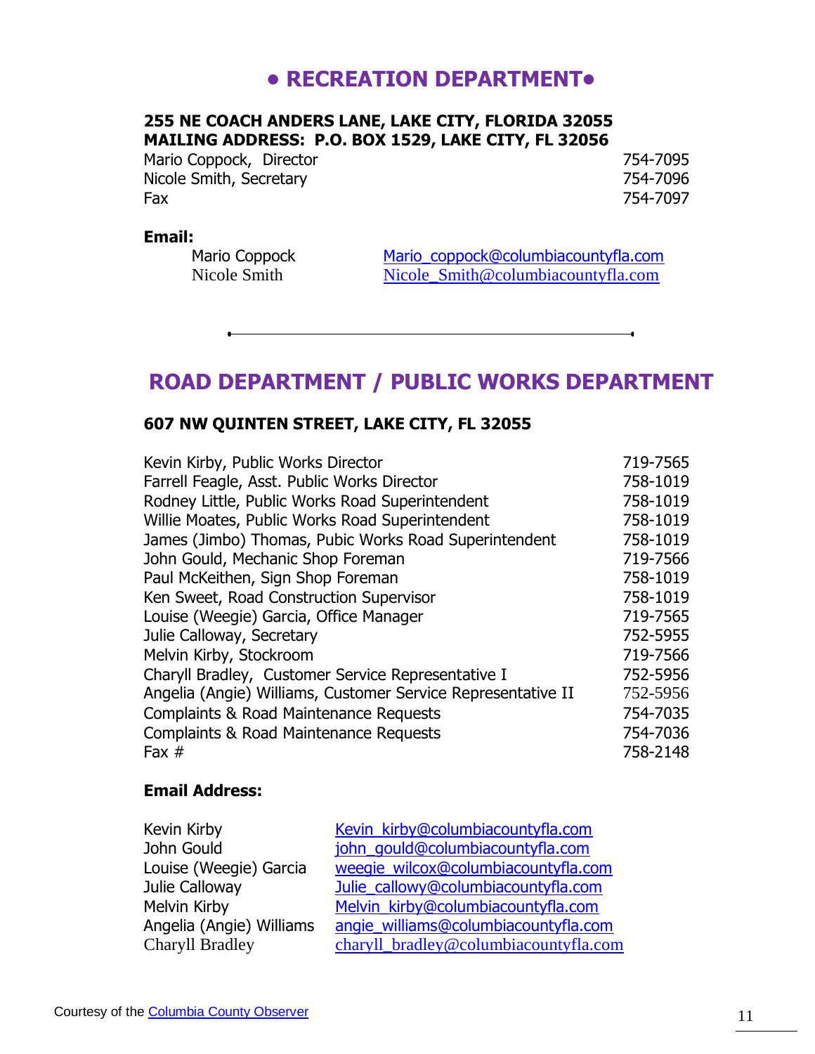# • RECREATION DEPARTMENT•

**255 NE COACH ANDERS LANE, LAKE CITY, FLORIDA 32055**
**MAILING ADDRESS: P.O. BOX 1529, LAKE CITY, FL 32056**

| | |
|---|---|
| Mario Coppock, Director | 754-7095 |
| Nicole Smith, Secretary | 754-7096 |
| Fax | 754-7097 |

**Email:**

| | |
|---|---|
| Mario Coppock | Mario_coppock@columbiacountyfla.com |
| Nicole Smith | Nicole_Smith@columbiacountyfla.com |

---

# ROAD DEPARTMENT / PUBLIC WORKS DEPARTMENT

**607 NW QUINTEN STREET, LAKE CITY, FL 32055**

| | |
|---|---|
| Kevin Kirby, Public Works Director | 719-7565 |
| Farrell Feagle, Asst. Public Works Director | 758-1019 |
| Rodney Little, Public Works Road Superintendent | 758-1019 |
| Willie Moates, Public Works Road Superintendent | 758-1019 |
| James (Jimbo) Thomas, Pubic Works Road Superintendent | 758-1019 |
| John Gould, Mechanic Shop Foreman | 719-7566 |
| Paul McKeithen, Sign Shop Foreman | 758-1019 |
| Ken Sweet, Road Construction Supervisor | 758-1019 |
| Louise (Weegie) Garcia, Office Manager | 719-7565 |
| Julie Calloway, Secretary | 752-5955 |
| Melvin Kirby, Stockroom | 719-7566 |
| Charyll Bradley, Customer Service Representative I | 752-5956 |
| Angelia (Angie) Williams, Customer Service Representative II | 752-5956 |
| Complaints & Road Maintenance Requests | 754-7035 |
| Complaints & Road Maintenance Requests | 754-7036 |
| Fax # | 758-2148 |

**Email Address:**

| | |
|---|---|
| Kevin Kirby | Kevin_kirby@columbiacountyfla.com |
| John Gould | john_gould@columbiacountyfla.com |
| Louise (Weegie) Garcia | weegie_wilcox@columbiacountyfla.com |
| Julie Calloway | Julie_callowy@columbiacountyfla.com |
| Melvin Kirby | Melvin_kirby@columbiacountyfla.com |
| Angelia (Angie) Williams | angie_williams@columbiacountyfla.com |
| Charyll Bradley | charyll_bradley@columbiacountyfla.com |

Courtesy of the Columbia County Observer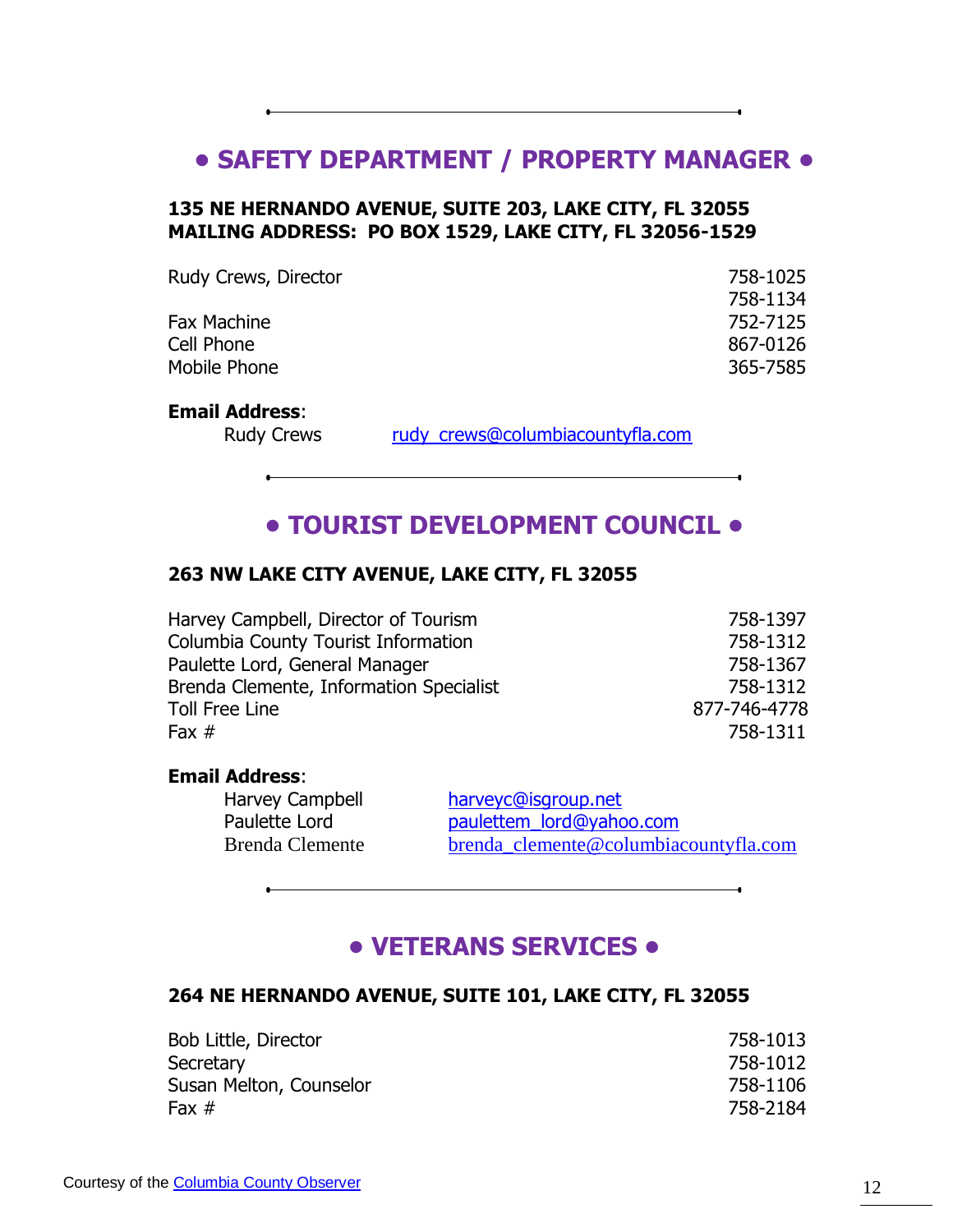## • SAFETY DEPARTMENT / PROPERTY MANAGER •

**135 NE HERNANDO AVENUE, SUITE 203, LAKE CITY, FL 32055**
**MAILING ADDRESS: PO BOX 1529, LAKE CITY, FL 32056-1529**

| | |
|---|---|
| Rudy Crews, Director | 758-1025 |
| | 758-1134 |
| Fax Machine | 752-7125 |
| Cell Phone | 867-0126 |
| Mobile Phone | 365-7585 |

**Email Address**:

| | |
|---|---|
| Rudy Crews | rudy_crews@columbiacountyfla.com |

## • TOURIST DEVELOPMENT COUNCIL •

**263 NW LAKE CITY AVENUE, LAKE CITY, FL 32055**

| | |
|---|---|
| Harvey Campbell, Director of Tourism | 758-1397 |
| Columbia County Tourist Information | 758-1312 |
| Paulette Lord, General Manager | 758-1367 |
| Brenda Clemente, Information Specialist | 758-1312 |
| Toll Free Line | 877-746-4778 |
| Fax # | 758-1311 |

**Email Address**:

| | |
|---|---|
| Harvey Campbell | harveyc@isgroup.net |
| Paulette Lord | paulettem_lord@yahoo.com |
| Brenda Clemente | brenda_clemente@columbiacountyfla.com |

## • VETERANS SERVICES •

**264 NE HERNANDO AVENUE, SUITE 101, LAKE CITY, FL 32055**

| | |
|---|---|
| Bob Little, Director | 758-1013 |
| Secretary | 758-1012 |
| Susan Melton, Counselor | 758-1106 |
| Fax # | 758-2184 |

Courtesy of the Columbia County Observer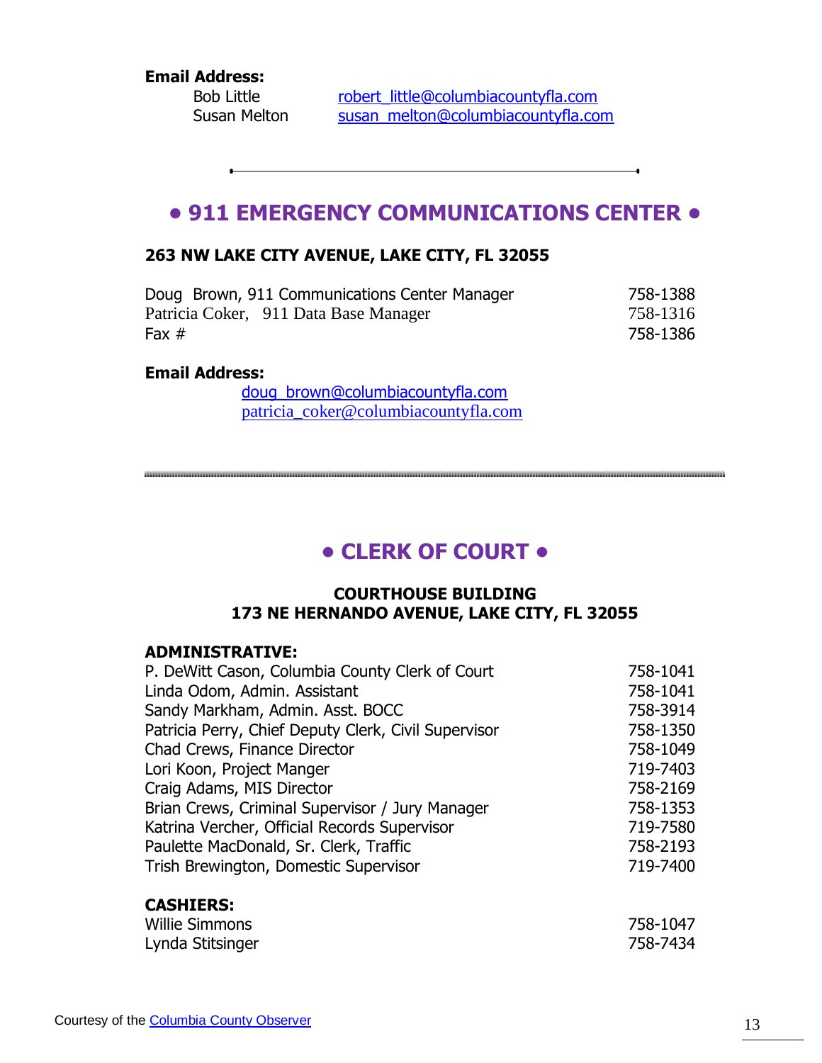**Email Address:**

| | |
|---|---|
| Bob Little | robert_little@columbiacountyfla.com |
| Susan Melton | susan_melton@columbiacountyfla.com |

---

## • 911 EMERGENCY COMMUNICATIONS CENTER •

**263 NW LAKE CITY AVENUE, LAKE CITY, FL 32055**

| | |
|---|---|
| Doug Brown, 911 Communications Center Manager | 758-1388 |
| Patricia Coker, 911 Data Base Manager | 758-1316 |
| Fax # | 758-1386 |

**Email Address:**

doug_brown@columbiacountyfla.com
patricia_coker@columbiacountyfla.com

---

## • CLERK OF COURT •

**COURTHOUSE BUILDING**
**173 NE HERNANDO AVENUE, LAKE CITY, FL 32055**

**ADMINISTRATIVE:**

| | |
|---|---|
| P. DeWitt Cason, Columbia County Clerk of Court | 758-1041 |
| Linda Odom, Admin. Assistant | 758-1041 |
| Sandy Markham, Admin. Asst. BOCC | 758-3914 |
| Patricia Perry, Chief Deputy Clerk, Civil Supervisor | 758-1350 |
| Chad Crews, Finance Director | 758-1049 |
| Lori Koon, Project Manger | 719-7403 |
| Craig Adams, MIS Director | 758-2169 |
| Brian Crews, Criminal Supervisor / Jury Manager | 758-1353 |
| Katrina Vercher, Official Records Supervisor | 719-7580 |
| Paulette MacDonald, Sr. Clerk, Traffic | 758-2193 |
| Trish Brewington, Domestic Supervisor | 719-7400 |

**CASHIERS:**

| | |
|---|---|
| Willie Simmons | 758-1047 |
| Lynda Stitsinger | 758-7434 |

Courtesy of the Columbia County Observer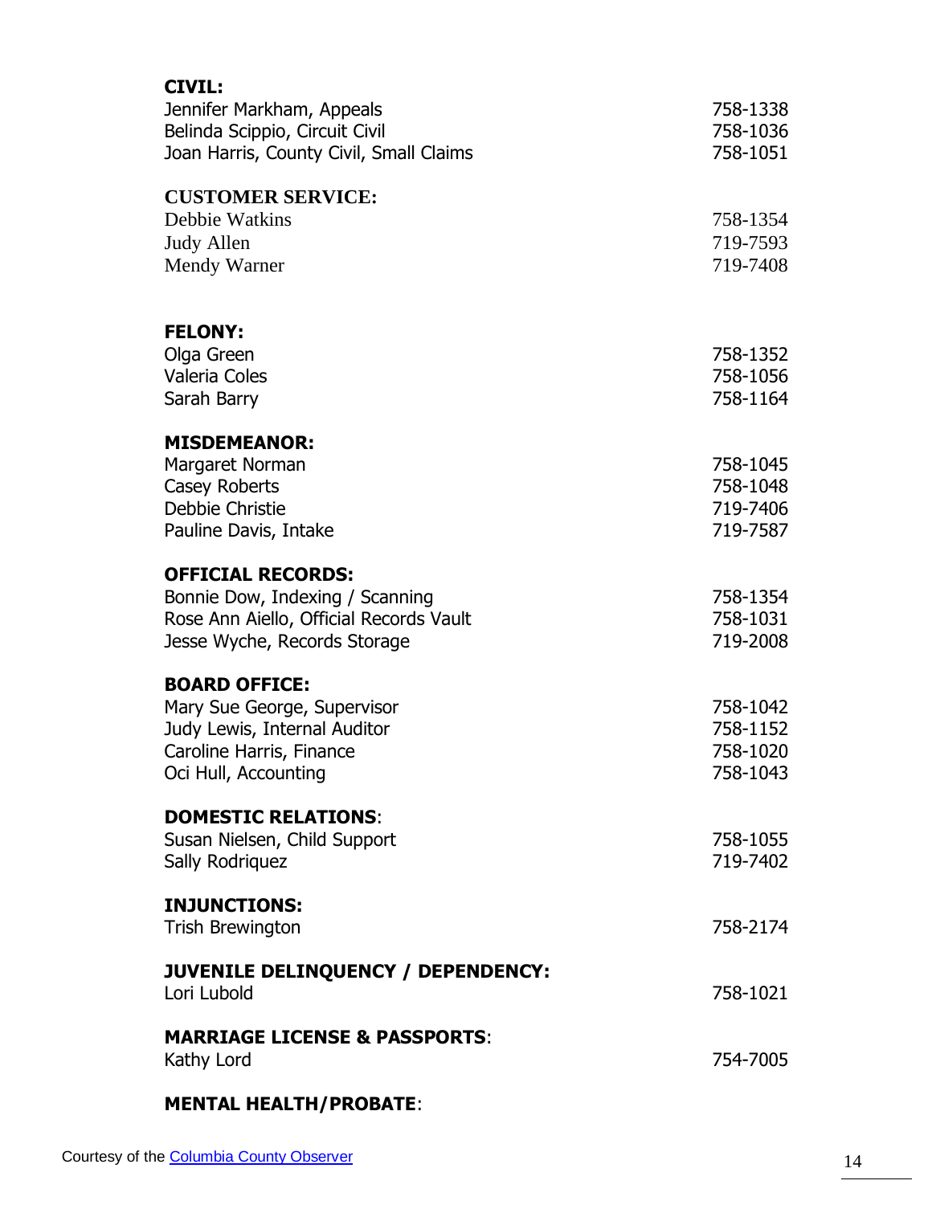**CIVIL:**

| | |
|---|---|
| Jennifer Markham, Appeals | 758-1338 |
| Belinda Scippio, Circuit Civil | 758-1036 |
| Joan Harris, County Civil, Small Claims | 758-1051 |

**CUSTOMER SERVICE:**

| | |
|---|---|
| Debbie Watkins | 758-1354 |
| Judy Allen | 719-7593 |
| Mendy Warner | 719-7408 |

**FELONY:**

| | |
|---|---|
| Olga Green | 758-1352 |
| Valeria Coles | 758-1056 |
| Sarah Barry | 758-1164 |

**MISDEMEANOR:**

| | |
|---|---|
| Margaret Norman | 758-1045 |
| Casey Roberts | 758-1048 |
| Debbie Christie | 719-7406 |
| Pauline Davis, Intake | 719-7587 |

**OFFICIAL RECORDS:**

| | |
|---|---|
| Bonnie Dow, Indexing / Scanning | 758-1354 |
| Rose Ann Aiello, Official Records Vault | 758-1031 |
| Jesse Wyche, Records Storage | 719-2008 |

**BOARD OFFICE:**

| | |
|---|---|
| Mary Sue George, Supervisor | 758-1042 |
| Judy Lewis, Internal Auditor | 758-1152 |
| Caroline Harris, Finance | 758-1020 |
| Oci Hull, Accounting | 758-1043 |

**DOMESTIC RELATIONS**:

| | |
|---|---|
| Susan Nielsen, Child Support | 758-1055 |
| Sally Rodriquez | 719-7402 |

**INJUNCTIONS:**

| | |
|---|---|
| Trish Brewington | 758-2174 |

**JUVENILE DELINQUENCY / DEPENDENCY:**

| | |
|---|---|
| Lori Lubold | 758-1021 |

**MARRIAGE LICENSE & PASSPORTS**:

| | |
|---|---|
| Kathy Lord | 754-7005 |

**MENTAL HEALTH/PROBATE**:

Courtesy of the Columbia County Observer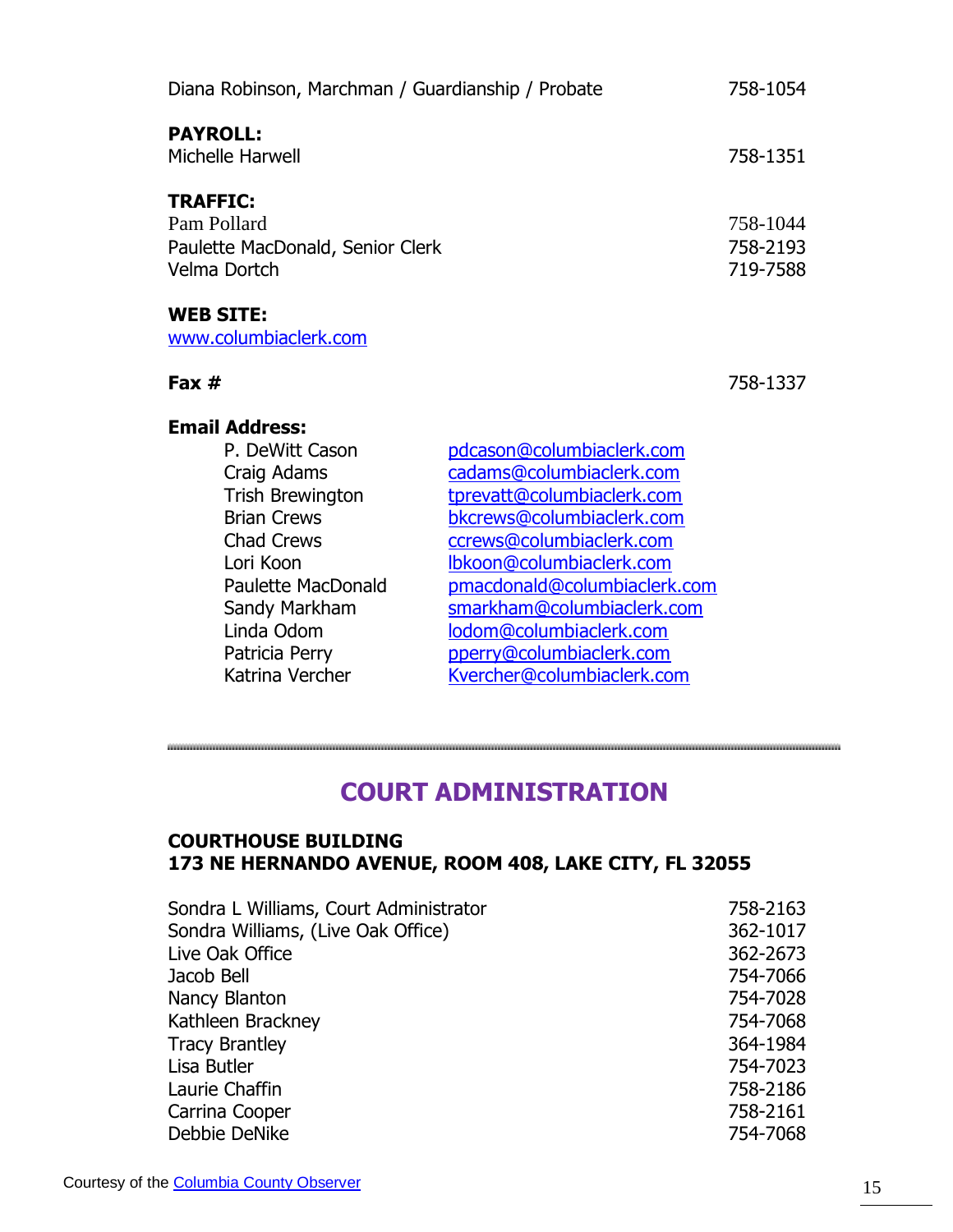Diana Robinson, Marchman / Guardianship / Probate 758-1054

**PAYROLL:**
Michelle Harwell 758-1351

**TRAFFIC:**
Pam Pollard 758-1044
Paulette MacDonald, Senior Clerk 758-2193
Velma Dortch 719-7588

**WEB SITE:**
www.columbiaclerk.com

**Fax #** 758-1337

**Email Address:**

| | |
|---|---|
| P. DeWitt Cason | pdcason@columbiaclerk.com |
| Craig Adams | cadams@columbiaclerk.com |
| Trish Brewington | tprevatt@columbiaclerk.com |
| Brian Crews | bkcrews@columbiaclerk.com |
| Chad Crews | ccrews@columbiaclerk.com |
| Lori Koon | lbkoon@columbiaclerk.com |
| Paulette MacDonald | pmacdonald@columbiaclerk.com |
| Sandy Markham | smarkham@columbiaclerk.com |
| Linda Odom | lodom@columbiaclerk.com |
| Patricia Perry | pperry@columbiaclerk.com |
| Katrina Vercher | Kvercher@columbiaclerk.com |

---

## COURT ADMINISTRATION

**COURTHOUSE BUILDING**
**173 NE HERNANDO AVENUE, ROOM 408, LAKE CITY, FL 32055**

| | |
|---|---|
| Sondra L Williams, Court Administrator | 758-2163 |
| Sondra Williams, (Live Oak Office) | 362-1017 |
| Live Oak Office | 362-2673 |
| Jacob Bell | 754-7066 |
| Nancy Blanton | 754-7028 |
| Kathleen Brackney | 754-7068 |
| Tracy Brantley | 364-1984 |
| Lisa Butler | 754-7023 |
| Laurie Chaffin | 758-2186 |
| Carrina Cooper | 758-2161 |
| Debbie DeNike | 754-7068 |

Courtesy of the Columbia County Observer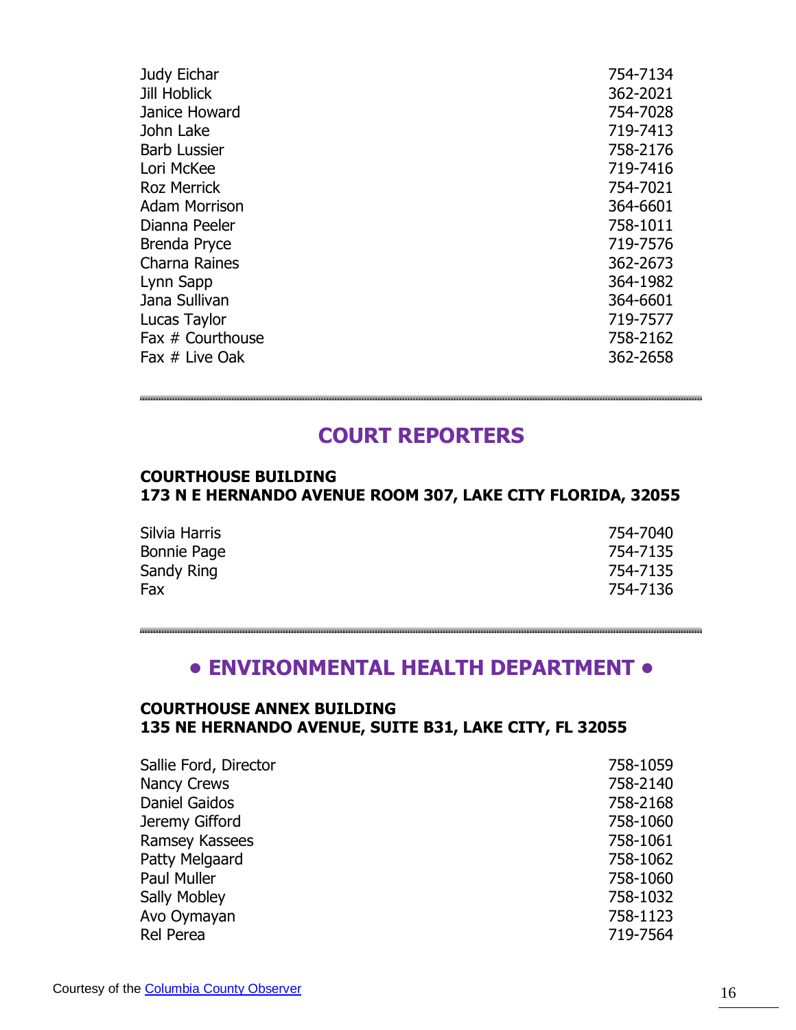| | |
|---|---|
| Judy Eichar | 754-7134 |
| Jill Hoblick | 362-2021 |
| Janice Howard | 754-7028 |
| John Lake | 719-7413 |
| Barb Lussier | 758-2176 |
| Lori McKee | 719-7416 |
| Roz Merrick | 754-7021 |
| Adam Morrison | 364-6601 |
| Dianna Peeler | 758-1011 |
| Brenda Pryce | 719-7576 |
| Charna Raines | 362-2673 |
| Lynn Sapp | 364-1982 |
| Jana Sullivan | 364-6601 |
| Lucas Taylor | 719-7577 |
| Fax # Courthouse | 758-2162 |
| Fax # Live Oak | 362-2658 |

## COURT REPORTERS

**COURTHOUSE BUILDING**
**173 N E HERNANDO AVENUE ROOM 307, LAKE CITY FLORIDA, 32055**

| | |
|---|---|
| Silvia Harris | 754-7040 |
| Bonnie Page | 754-7135 |
| Sandy Ring | 754-7135 |
| Fax | 754-7136 |

## • ENVIRONMENTAL HEALTH DEPARTMENT •

**COURTHOUSE ANNEX BUILDING**
**135 NE HERNANDO AVENUE, SUITE B31, LAKE CITY, FL 32055**

| | |
|---|---|
| Sallie Ford, Director | 758-1059 |
| Nancy Crews | 758-2140 |
| Daniel Gaidos | 758-2168 |
| Jeremy Gifford | 758-1060 |
| Ramsey Kassees | 758-1061 |
| Patty Melgaard | 758-1062 |
| Paul Muller | 758-1060 |
| Sally Mobley | 758-1032 |
| Avo Oymayan | 758-1123 |
| Rel Perea | 719-7564 |

Courtesy of the Columbia County Observer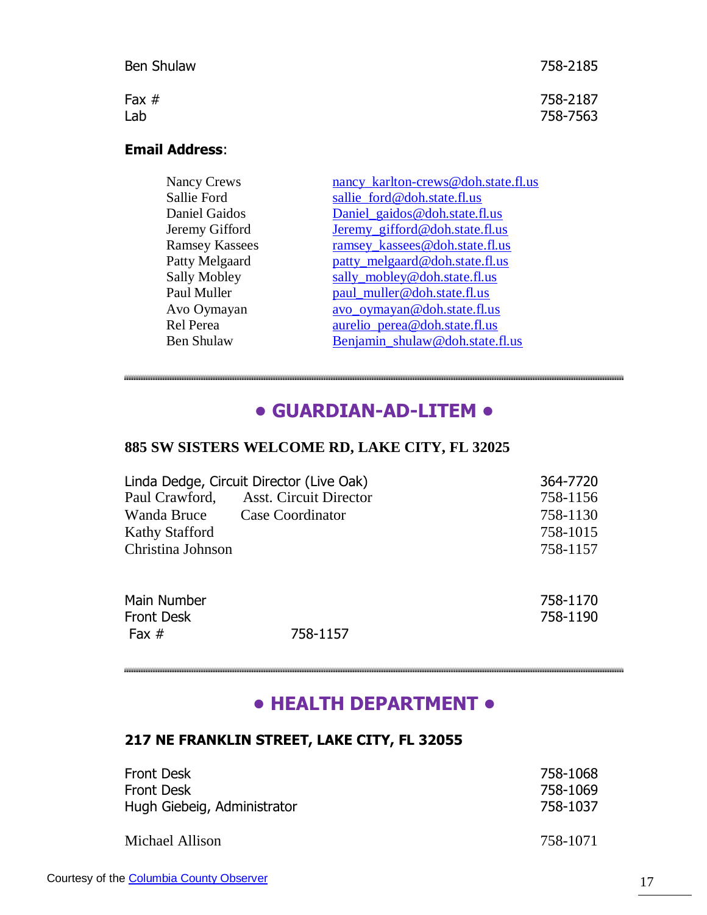| | |
|---|---|
| Ben Shulaw | 758-2185 |
| Fax # | 758-2187 |
| Lab | 758-7563 |

**Email Address**:

| | |
|---|---|
| Nancy Crews | nancy_karlton-crews@doh.state.fl.us |
| Sallie Ford | sallie_ford@doh.state.fl.us |
| Daniel Gaidos | Daniel_gaidos@doh.state.fl.us |
| Jeremy Gifford | Jeremy_gifford@doh.state.fl.us |
| Ramsey Kassees | ramsey_kassees@doh.state.fl.us |
| Patty Melgaard | patty_melgaard@doh.state.fl.us |
| Sally Mobley | sally_mobley@doh.state.fl.us |
| Paul Muller | paul_muller@doh.state.fl.us |
| Avo Oymayan | avo_oymayan@doh.state.fl.us |
| Rel Perea | aurelio_perea@doh.state.fl.us |
| Ben Shulaw | Benjamin_shulaw@doh.state.fl.us |

---

## • GUARDIAN-AD-LITEM •

**885 SW SISTERS WELCOME RD, LAKE CITY, FL 32025**

| | |
|---|---|
| Linda Dedge, Circuit Director (Live Oak) | 364-7720 |
| Paul Crawford, Asst. Circuit Director | 758-1156 |
| Wanda Bruce Case Coordinator | 758-1130 |
| Kathy Stafford | 758-1015 |
| Christina Johnson | 758-1157 |

| | |
|---|---|
| Main Number | 758-1170 |
| Front Desk | 758-1190 |
| Fax # 758-1157 | |

---

## • HEALTH DEPARTMENT •

**217 NE FRANKLIN STREET, LAKE CITY, FL 32055**

| | |
|---|---|
| Front Desk | 758-1068 |
| Front Desk | 758-1069 |
| Hugh Giebeig, Administrator | 758-1037 |
| Michael Allison | 758-1071 |

Courtesy of the Columbia County Observer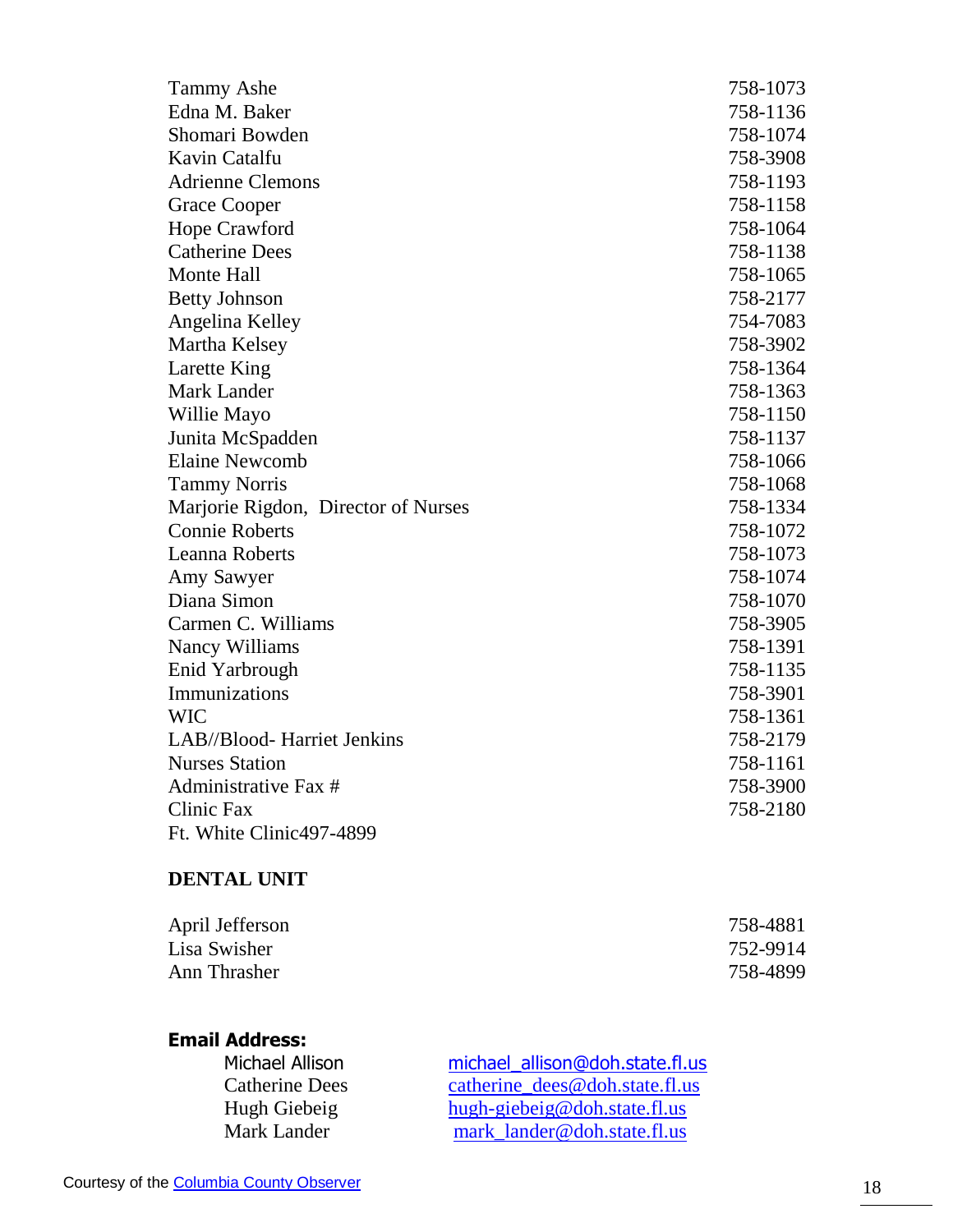| | |
|---|---|
| Tammy Ashe | 758-1073 |
| Edna M. Baker | 758-1136 |
| Shomari Bowden | 758-1074 |
| Kavin Catalfu | 758-3908 |
| Adrienne Clemons | 758-1193 |
| Grace Cooper | 758-1158 |
| Hope Crawford | 758-1064 |
| Catherine Dees | 758-1138 |
| Monte Hall | 758-1065 |
| Betty Johnson | 758-2177 |
| Angelina Kelley | 754-7083 |
| Martha Kelsey | 758-3902 |
| Larette King | 758-1364 |
| Mark Lander | 758-1363 |
| Willie Mayo | 758-1150 |
| Junita McSpadden | 758-1137 |
| Elaine Newcomb | 758-1066 |
| Tammy Norris | 758-1068 |
| Marjorie Rigdon, Director of Nurses | 758-1334 |
| Connie Roberts | 758-1072 |
| Leanna Roberts | 758-1073 |
| Amy Sawyer | 758-1074 |
| Diana Simon | 758-1070 |
| Carmen C. Williams | 758-3905 |
| Nancy Williams | 758-1391 |
| Enid Yarbrough | 758-1135 |
| Immunizations | 758-3901 |
| WIC | 758-1361 |
| LAB//Blood- Harriet Jenkins | 758-2179 |
| Nurses Station | 758-1161 |
| Administrative Fax # | 758-3900 |
| Clinic Fax | 758-2180 |
| Ft. White Clinic497-4899 | |

**DENTAL UNIT**

| | |
|---|---|
| April Jefferson | 758-4881 |
| Lisa Swisher | 752-9914 |
| Ann Thrasher | 758-4899 |

**Email Address:**

| | |
|---|---|
| Michael Allison | michael_allison@doh.state.fl.us |
| Catherine Dees | catherine_dees@doh.state.fl.us |
| Hugh Giebeig | hugh-giebeig@doh.state.fl.us |
| Mark Lander | mark_lander@doh.state.fl.us |

Courtesy of the Columbia County Observer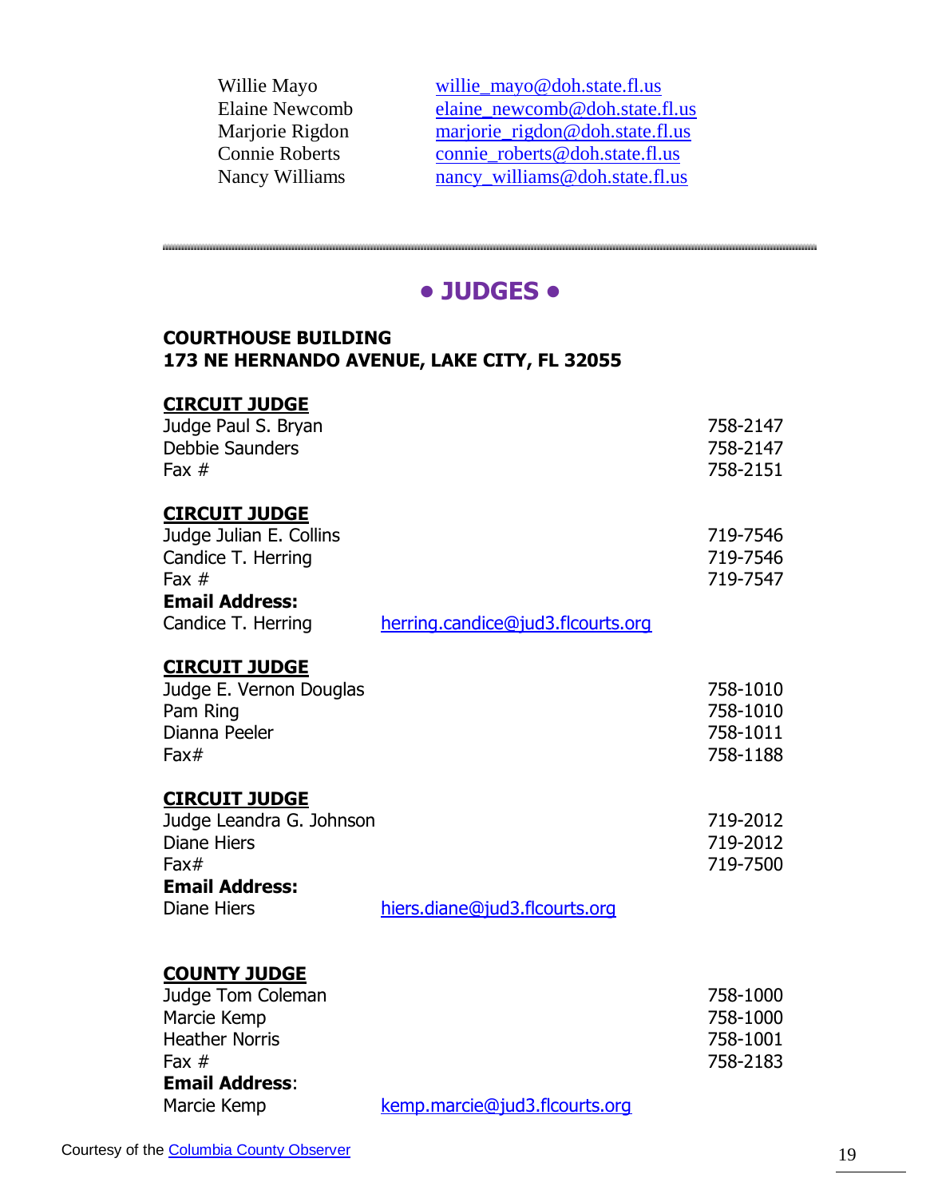| | |
|---|---|
| Willie Mayo | willie_mayo@doh.state.fl.us |
| Elaine Newcomb | elaine_newcomb@doh.state.fl.us |
| Marjorie Rigdon | marjorie_rigdon@doh.state.fl.us |
| Connie Roberts | connie_roberts@doh.state.fl.us |
| Nancy Williams | nancy_williams@doh.state.fl.us |

---

## • JUDGES •

**COURTHOUSE BUILDING**
**173 NE HERNANDO AVENUE, LAKE CITY, FL 32055**

**CIRCUIT JUDGE**

| | | |
|---|---|---|
| Judge Paul S. Bryan | | 758-2147 |
| Debbie Saunders | | 758-2147 |
| Fax # | | 758-2151 |

**CIRCUIT JUDGE**

| | | |
|---|---|---|
| Judge Julian E. Collins | | 719-7546 |
| Candice T. Herring | | 719-7546 |
| Fax # | | 719-7547 |
| **Email Address:** | | |
| Candice T. Herring | herring.candice@jud3.flcourts.org | |

**CIRCUIT JUDGE**

| | | |
|---|---|---|
| Judge E. Vernon Douglas | | 758-1010 |
| Pam Ring | | 758-1010 |
| Dianna Peeler | | 758-1011 |
| Fax# | | 758-1188 |

**CIRCUIT JUDGE**

| | | |
|---|---|---|
| Judge Leandra G. Johnson | | 719-2012 |
| Diane Hiers | | 719-2012 |
| Fax# | | 719-7500 |
| **Email Address:** | | |
| Diane Hiers | hiers.diane@jud3.flcourts.org | |

**COUNTY JUDGE**

| | | |
|---|---|---|
| Judge Tom Coleman | | 758-1000 |
| Marcie Kemp | | 758-1000 |
| Heather Norris | | 758-1001 |
| Fax # | | 758-2183 |
| **Email Address**: | | |
| Marcie Kemp | kemp.marcie@jud3.flcourts.org | |

Courtesy of the Columbia County Observer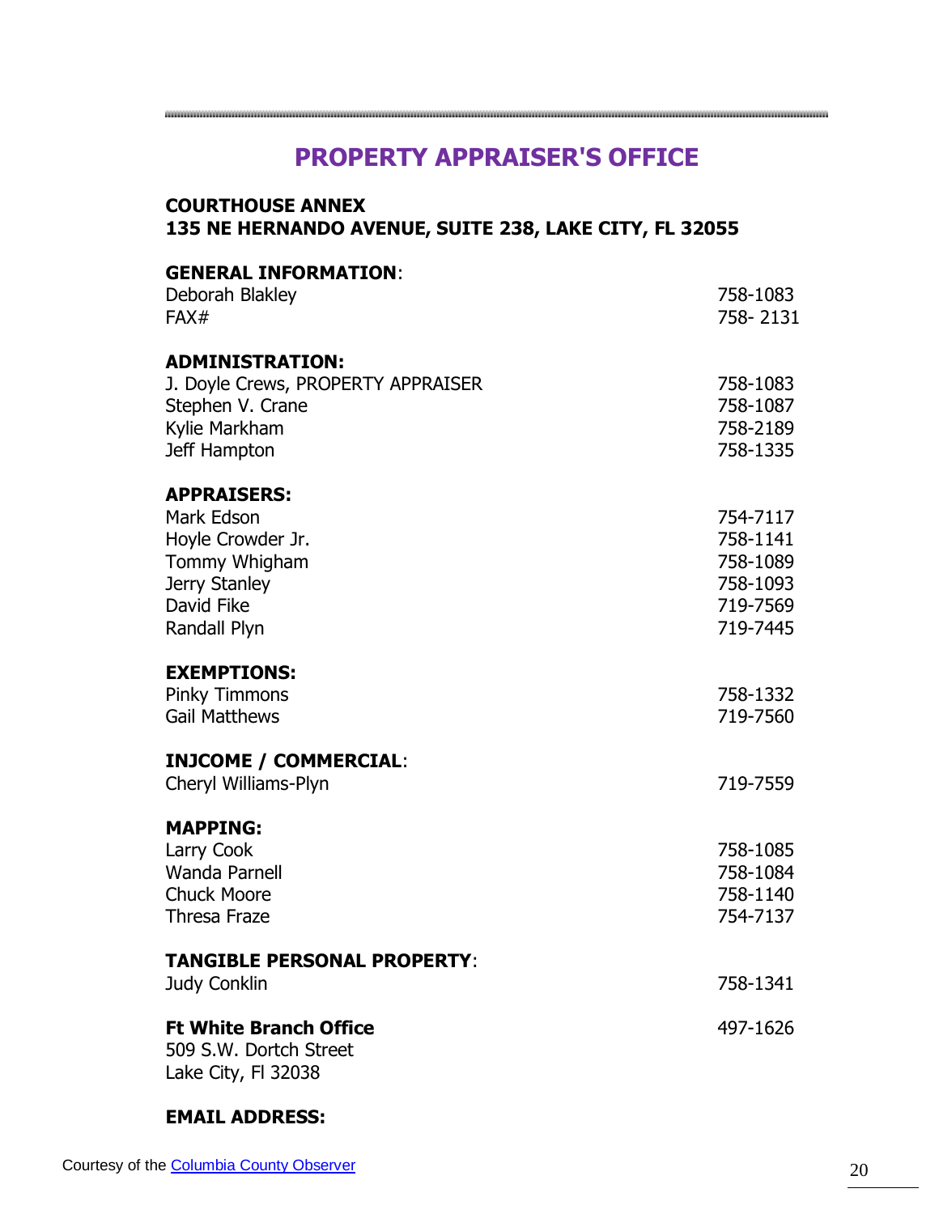# PROPERTY APPRAISER'S OFFICE

**COURTHOUSE ANNEX**
**135 NE HERNANDO AVENUE, SUITE 238, LAKE CITY, FL 32055**

**GENERAL INFORMATION**:

| | |
|---|---|
| Deborah Blakley | 758-1083 |
| FAX# | 758- 2131 |

**ADMINISTRATION:**

| | |
|---|---|
| J. Doyle Crews, PROPERTY APPRAISER | 758-1083 |
| Stephen V. Crane | 758-1087 |
| Kylie Markham | 758-2189 |
| Jeff Hampton | 758-1335 |

**APPRAISERS:**

| | |
|---|---|
| Mark Edson | 754-7117 |
| Hoyle Crowder Jr. | 758-1141 |
| Tommy Whigham | 758-1089 |
| Jerry Stanley | 758-1093 |
| David Fike | 719-7569 |
| Randall Plyn | 719-7445 |

**EXEMPTIONS:**

| | |
|---|---|
| Pinky Timmons | 758-1332 |
| Gail Matthews | 719-7560 |

**INJCOME / COMMERCIAL**:

| | |
|---|---|
| Cheryl Williams-Plyn | 719-7559 |

**MAPPING:**

| | |
|---|---|
| Larry Cook | 758-1085 |
| Wanda Parnell | 758-1084 |
| Chuck Moore | 758-1140 |
| Thresa Fraze | 754-7137 |

**TANGIBLE PERSONAL PROPERTY**:

| | |
|---|---|
| Judy Conklin | 758-1341 |

**Ft White Branch Office** 497-1626
509 S.W. Dortch Street
Lake City, Fl 32038

**EMAIL ADDRESS:**

Courtesy of the Columbia County Observer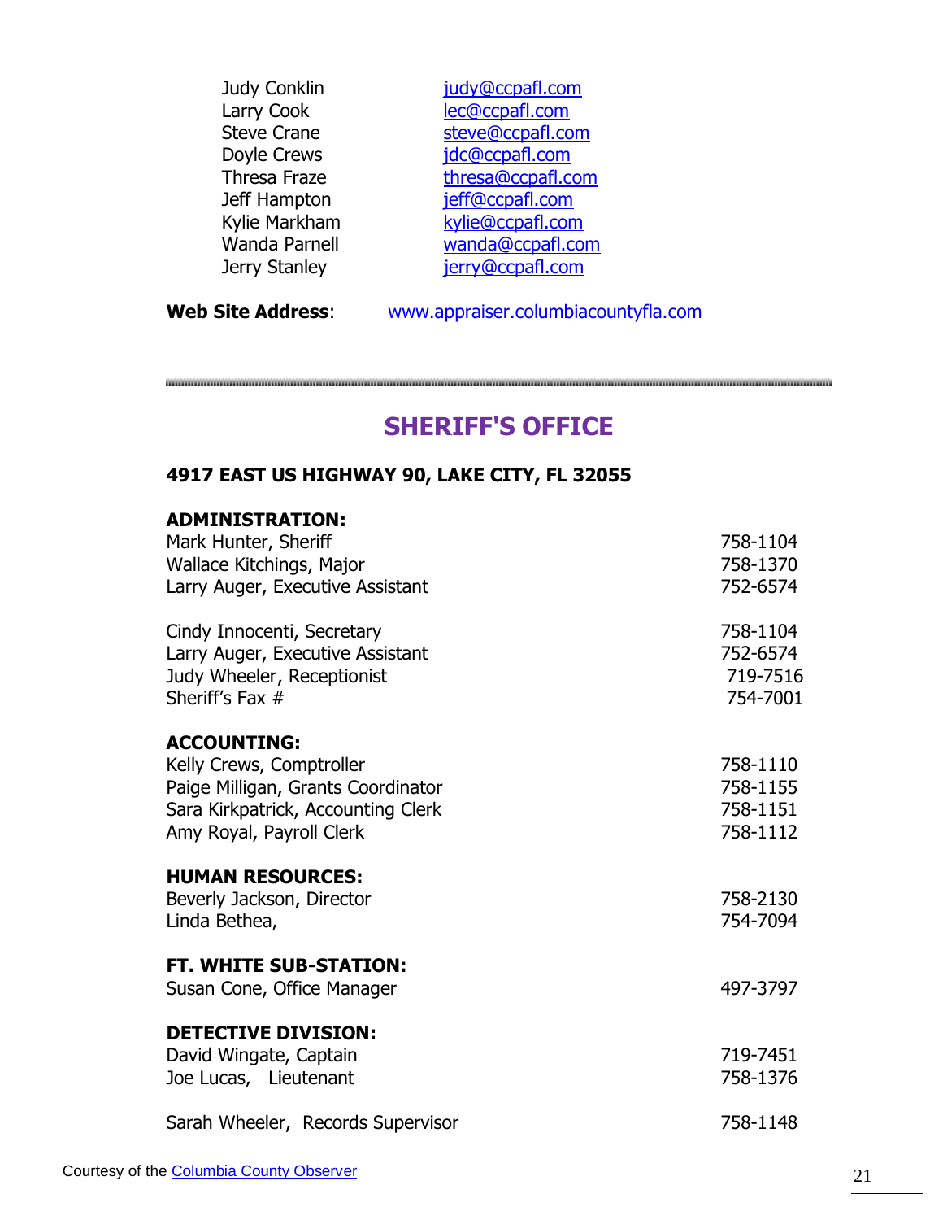| | |
|---|---|
| Judy Conklin | judy@ccpafl.com |
| Larry Cook | lec@ccpafl.com |
| Steve Crane | steve@ccpafl.com |
| Doyle Crews | jdc@ccpafl.com |
| Thresa Fraze | thresa@ccpafl.com |
| Jeff Hampton | jeff@ccpafl.com |
| Kylie Markham | kylie@ccpafl.com |
| Wanda Parnell | wanda@ccpafl.com |
| Jerry Stanley | jerry@ccpafl.com |

**Web Site Address**: www.appraiser.columbiacountyfla.com

---

## SHERIFF'S OFFICE

**4917 EAST US HIGHWAY 90, LAKE CITY, FL 32055**

**ADMINISTRATION:**

| | |
|---|---|
| Mark Hunter, Sheriff | 758-1104 |
| Wallace Kitchings, Major | 758-1370 |
| Larry Auger, Executive Assistant | 752-6574 |
| | |
| Cindy Innocenti, Secretary | 758-1104 |
| Larry Auger, Executive Assistant | 752-6574 |
| Judy Wheeler, Receptionist | 719-7516 |
| Sheriff's Fax # | 754-7001 |

**ACCOUNTING:**

| | |
|---|---|
| Kelly Crews, Comptroller | 758-1110 |
| Paige Milligan, Grants Coordinator | 758-1155 |
| Sara Kirkpatrick, Accounting Clerk | 758-1151 |
| Amy Royal, Payroll Clerk | 758-1112 |

**HUMAN RESOURCES:**

| | |
|---|---|
| Beverly Jackson, Director | 758-2130 |
| Linda Bethea, | 754-7094 |

**FT. WHITE SUB-STATION:**

| | |
|---|---|
| Susan Cone, Office Manager | 497-3797 |

**DETECTIVE DIVISION:**

| | |
|---|---|
| David Wingate, Captain | 719-7451 |
| Joe Lucas, Lieutenant | 758-1376 |
| | |
| Sarah Wheeler, Records Supervisor | 758-1148 |

Courtesy of the Columbia County Observer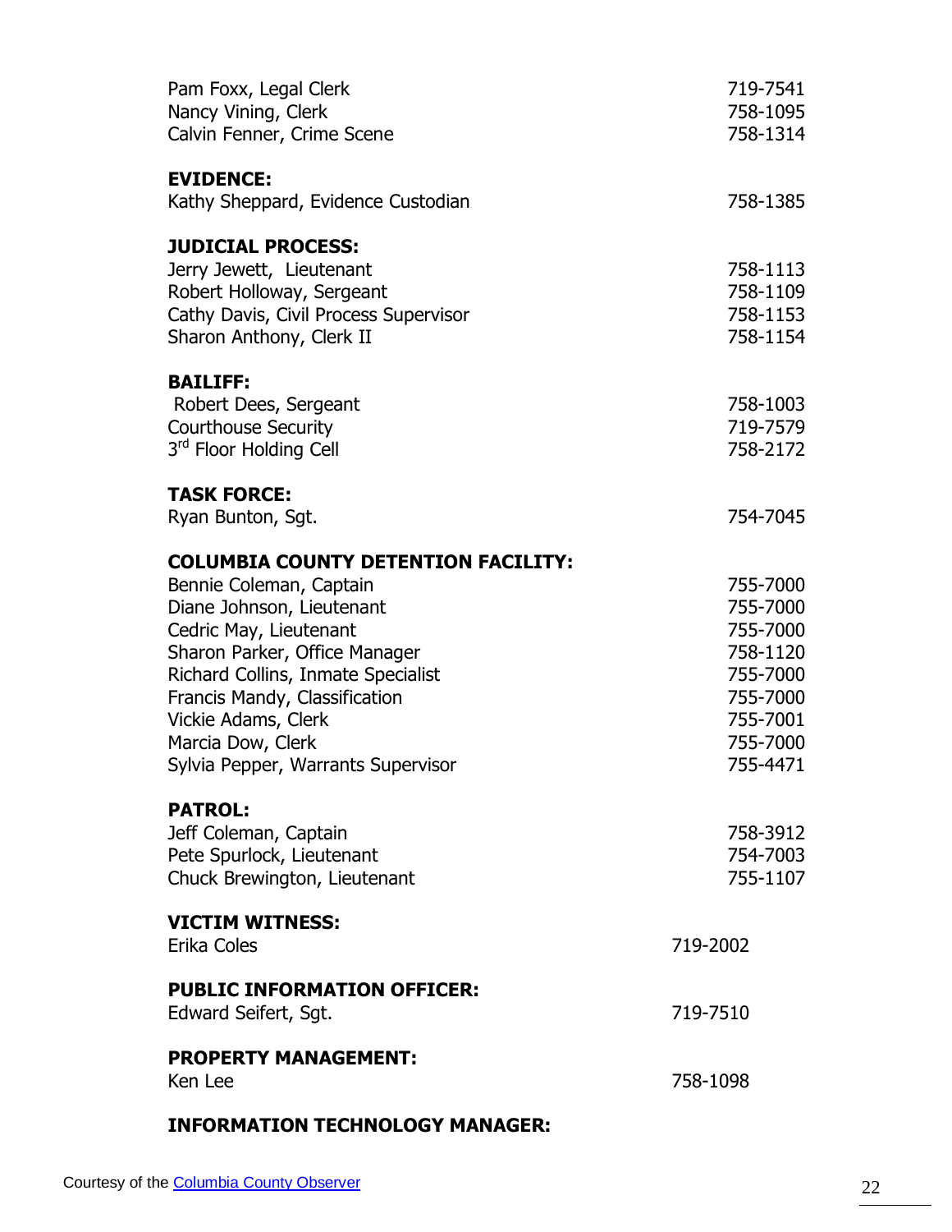| | |
|---|---|
| Pam Foxx, Legal Clerk | 719-7541 |
| Nancy Vining, Clerk | 758-1095 |
| Calvin Fenner, Crime Scene | 758-1314 |

**EVIDENCE:**

| | |
|---|---|
| Kathy Sheppard, Evidence Custodian | 758-1385 |

**JUDICIAL PROCESS:**

| | |
|---|---|
| Jerry Jewett, Lieutenant | 758-1113 |
| Robert Holloway, Sergeant | 758-1109 |
| Cathy Davis, Civil Process Supervisor | 758-1153 |
| Sharon Anthony, Clerk II | 758-1154 |

**BAILIFF:**

| | |
|---|---|
| Robert Dees, Sergeant | 758-1003 |
| Courthouse Security | 719-7579 |
| 3rd Floor Holding Cell | 758-2172 |

**TASK FORCE:**

| | |
|---|---|
| Ryan Bunton, Sgt. | 754-7045 |

**COLUMBIA COUNTY DETENTION FACILITY:**

| | |
|---|---|
| Bennie Coleman, Captain | 755-7000 |
| Diane Johnson, Lieutenant | 755-7000 |
| Cedric May, Lieutenant | 755-7000 |
| Sharon Parker, Office Manager | 758-1120 |
| Richard Collins, Inmate Specialist | 755-7000 |
| Francis Mandy, Classification | 755-7000 |
| Vickie Adams, Clerk | 755-7001 |
| Marcia Dow, Clerk | 755-7000 |
| Sylvia Pepper, Warrants Supervisor | 755-4471 |

**PATROL:**

| | |
|---|---|
| Jeff Coleman, Captain | 758-3912 |
| Pete Spurlock, Lieutenant | 754-7003 |
| Chuck Brewington, Lieutenant | 755-1107 |

**VICTIM WITNESS:**

| | |
|---|---|
| Erika Coles | 719-2002 |

**PUBLIC INFORMATION OFFICER:**

| | |
|---|---|
| Edward Seifert, Sgt. | 719-7510 |

**PROPERTY MANAGEMENT:**

| | |
|---|---|
| Ken Lee | 758-1098 |

**INFORMATION TECHNOLOGY MANAGER:**

Courtesy of the Columbia County Observer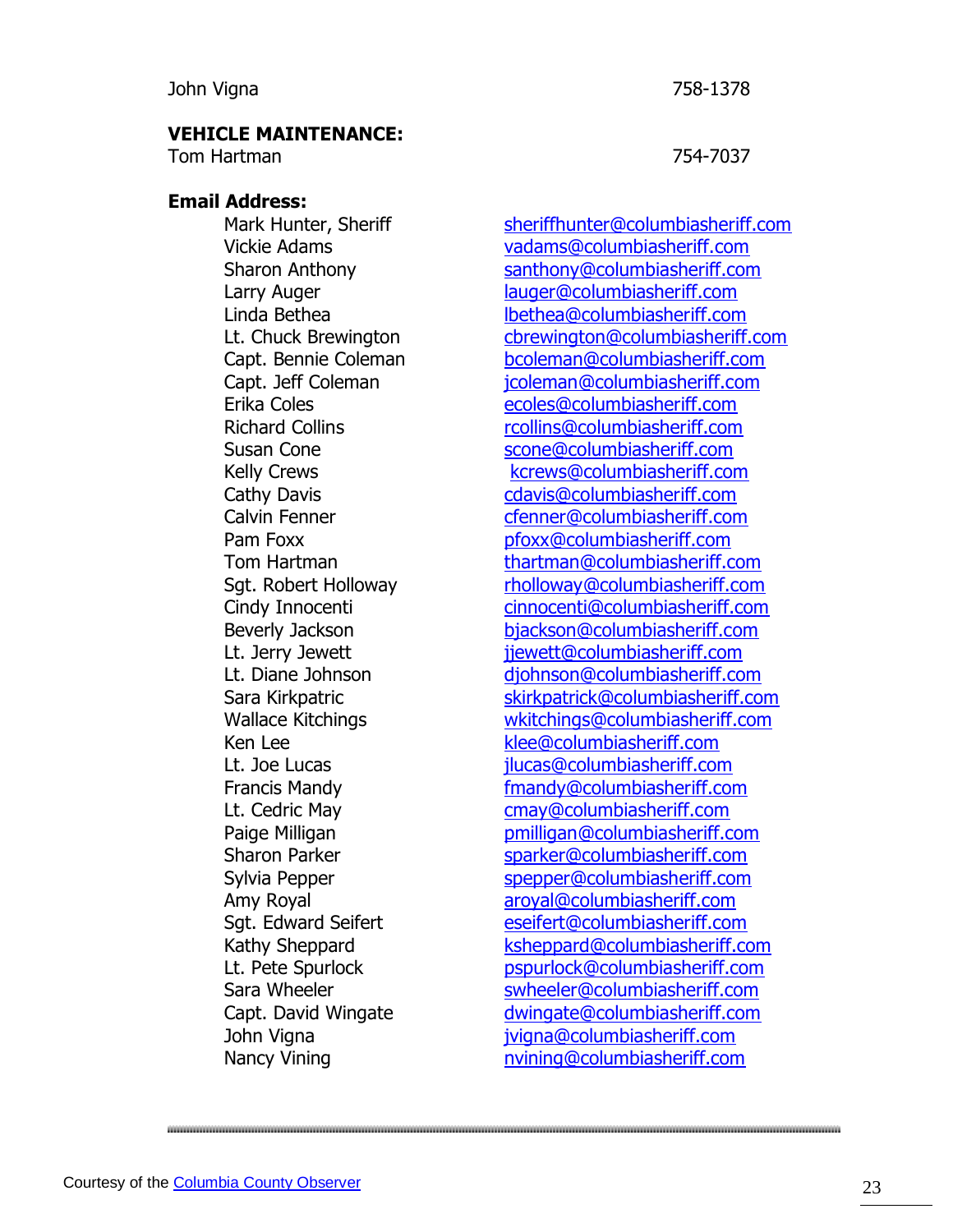John Vigna 758-1378

**VEHICLE MAINTENANCE:**

Tom Hartman 754-7037

**Email Address:**

| | |
|---|---|
| Mark Hunter, Sheriff | sheriffhunter@columbiasheriff.com |
| Vickie Adams | vadams@columbiasheriff.com |
| Sharon Anthony | santhony@columbiasheriff.com |
| Larry Auger | lauger@columbiasheriff.com |
| Linda Bethea | lbethea@columbiasheriff.com |
| Lt. Chuck Brewington | cbrewington@columbiasheriff.com |
| Capt. Bennie Coleman | bcoleman@columbiasheriff.com |
| Capt. Jeff Coleman | jcoleman@columbiasheriff.com |
| Erika Coles | ecoles@columbiasheriff.com |
| Richard Collins | rcollins@columbiasheriff.com |
| Susan Cone | scone@columbiasheriff.com |
| Kelly Crews | kcrews@columbiasheriff.com |
| Cathy Davis | cdavis@columbiasheriff.com |
| Calvin Fenner | cfenner@columbiasheriff.com |
| Pam Foxx | pfoxx@columbiasheriff.com |
| Tom Hartman | thartman@columbiasheriff.com |
| Sgt. Robert Holloway | rholloway@columbiasheriff.com |
| Cindy Innocenti | cinnocenti@columbiasheriff.com |
| Beverly Jackson | bjackson@columbiasheriff.com |
| Lt. Jerry Jewett | jjewett@columbiasheriff.com |
| Lt. Diane Johnson | djohnson@columbiasheriff.com |
| Sara Kirkpatric | skirkpatrick@columbiasheriff.com |
| Wallace Kitchings | wkitchings@columbiasheriff.com |
| Ken Lee | klee@columbiasheriff.com |
| Lt. Joe Lucas | jlucas@columbiasheriff.com |
| Francis Mandy | fmandy@columbiasheriff.com |
| Lt. Cedric May | cmay@columbiasheriff.com |
| Paige Milligan | pmilligan@columbiasheriff.com |
| Sharon Parker | sparker@columbiasheriff.com |
| Sylvia Pepper | spepper@columbiasheriff.com |
| Amy Royal | aroyal@columbiasheriff.com |
| Sgt. Edward Seifert | eseifert@columbiasheriff.com |
| Kathy Sheppard | ksheppard@columbiasheriff.com |
| Lt. Pete Spurlock | pspurlock@columbiasheriff.com |
| Sara Wheeler | swheeler@columbiasheriff.com |
| Capt. David Wingate | dwingate@columbiasheriff.com |
| John Vigna | jvigna@columbiasheriff.com |
| Nancy Vining | nvining@columbiasheriff.com |

Courtesy of the Columbia County Observer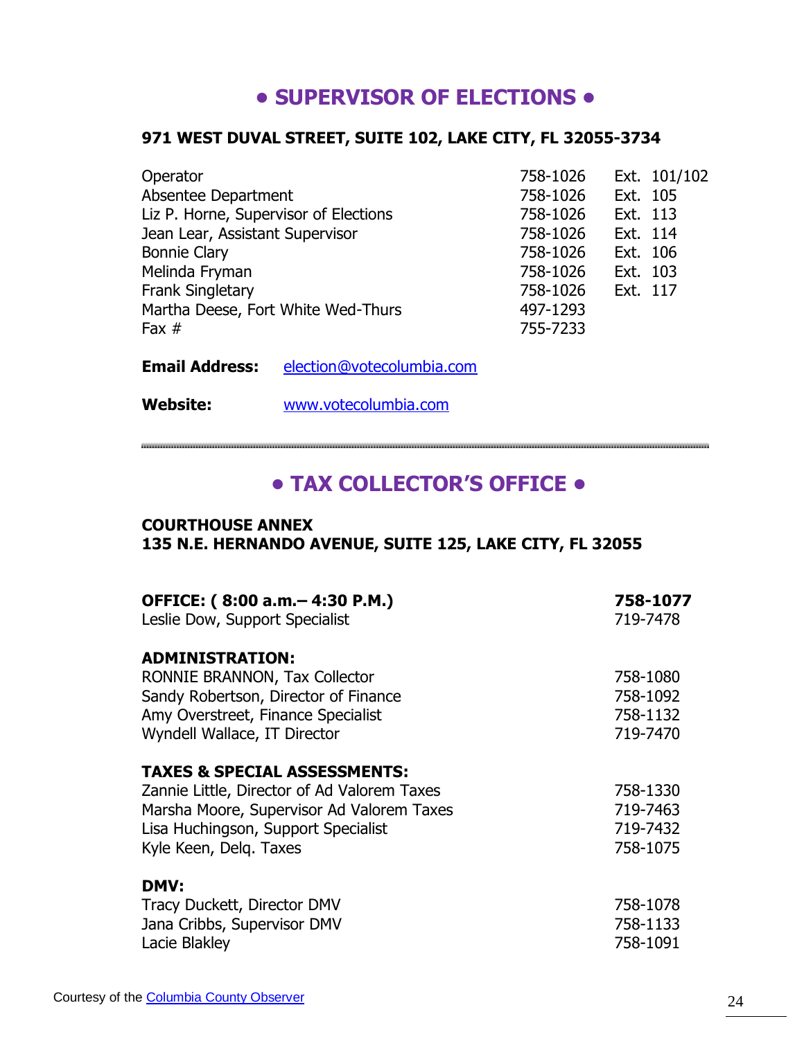## • SUPERVISOR OF ELECTIONS •

**971 WEST DUVAL STREET, SUITE 102, LAKE CITY, FL 32055-3734**

| | | |
|---|---|---|
| Operator | 758-1026 | Ext. 101/102 |
| Absentee Department | 758-1026 | Ext. 105 |
| Liz P. Horne, Supervisor of Elections | 758-1026 | Ext. 113 |
| Jean Lear, Assistant Supervisor | 758-1026 | Ext. 114 |
| Bonnie Clary | 758-1026 | Ext. 106 |
| Melinda Fryman | 758-1026 | Ext. 103 |
| Frank Singletary | 758-1026 | Ext. 117 |
| Martha Deese, Fort White Wed-Thurs | 497-1293 | |
| Fax # | 755-7233 | |

**Email Address:** election@votecolumbia.com

**Website:** www.votecolumbia.com

---

## • TAX COLLECTOR'S OFFICE •

**COURTHOUSE ANNEX**
**135 N.E. HERNANDO AVENUE, SUITE 125, LAKE CITY, FL 32055**

| | |
|---|---|
| **OFFICE: ( 8:00 a.m.– 4:30 P.M.)** | **758-1077** |
| Leslie Dow, Support Specialist | 719-7478 |
| **ADMINISTRATION:** | |
| RONNIE BRANNON, Tax Collector | 758-1080 |
| Sandy Robertson, Director of Finance | 758-1092 |
| Amy Overstreet, Finance Specialist | 758-1132 |
| Wyndell Wallace, IT Director | 719-7470 |
| **TAXES & SPECIAL ASSESSMENTS:** | |
| Zannie Little, Director of Ad Valorem Taxes | 758-1330 |
| Marsha Moore, Supervisor Ad Valorem Taxes | 719-7463 |
| Lisa Huchingson, Support Specialist | 719-7432 |
| Kyle Keen, Delq. Taxes | 758-1075 |
| **DMV:** | |
| Tracy Duckett, Director DMV | 758-1078 |
| Jana Cribbs, Supervisor DMV | 758-1133 |
| Lacie Blakley | 758-1091 |

Courtesy of the Columbia County Observer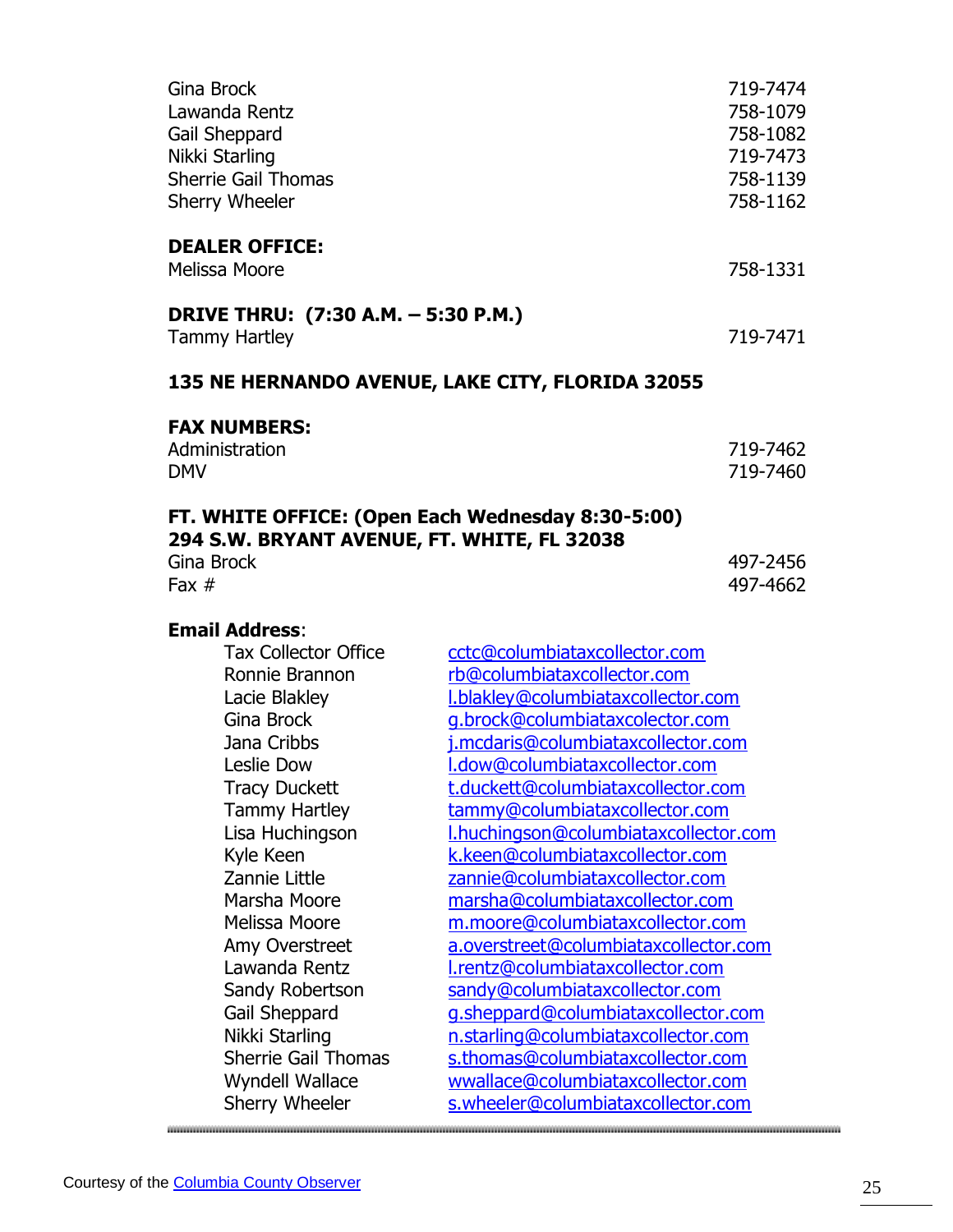| | |
|---|---|
| Gina Brock | 719-7474 |
| Lawanda Rentz | 758-1079 |
| Gail Sheppard | 758-1082 |
| Nikki Starling | 719-7473 |
| Sherrie Gail Thomas | 758-1139 |
| Sherry Wheeler | 758-1162 |

**DEALER OFFICE:**

| | |
|---|---|
| Melissa Moore | 758-1331 |

**DRIVE THRU: (7:30 A.M. – 5:30 P.M.)**

| | |
|---|---|
| Tammy Hartley | 719-7471 |

**135 NE HERNANDO AVENUE, LAKE CITY, FLORIDA 32055**

**FAX NUMBERS:**

| | |
|---|---|
| Administration | 719-7462 |
| DMV | 719-7460 |

**FT. WHITE OFFICE: (Open Each Wednesday 8:30-5:00)**
**294 S.W. BRYANT AVENUE, FT. WHITE, FL 32038**

| | |
|---|---|
| Gina Brock | 497-2456 |
| Fax # | 497-4662 |

**Email Address**:

| | |
|---|---|
| Tax Collector Office | cctc@columbiataxcollector.com |
| Ronnie Brannon | rb@columbiataxcollector.com |
| Lacie Blakley | l.blakley@columbiataxcollector.com |
| Gina Brock | g.brock@columbiataxcolector.com |
| Jana Cribbs | j.mcdaris@columbiataxcollector.com |
| Leslie Dow | l.dow@columbiataxcollector.com |
| Tracy Duckett | t.duckett@columbiataxcollector.com |
| Tammy Hartley | tammy@columbiataxcollector.com |
| Lisa Huchingson | l.huchingson@columbiataxcollector.com |
| Kyle Keen | k.keen@columbiataxcollector.com |
| Zannie Little | zannie@columbiataxcollector.com |
| Marsha Moore | marsha@columbiataxcollector.com |
| Melissa Moore | m.moore@columbiataxcollector.com |
| Amy Overstreet | a.overstreet@columbiataxcollector.com |
| Lawanda Rentz | l.rentz@columbiataxcollector.com |
| Sandy Robertson | sandy@columbiataxcollector.com |
| Gail Sheppard | g.sheppard@columbiataxcollector.com |
| Nikki Starling | n.starling@columbiataxcollector.com |
| Sherrie Gail Thomas | s.thomas@columbiataxcollector.com |
| Wyndell Wallace | wwallace@columbiataxcollector.com |
| Sherry Wheeler | s.wheeler@columbiataxcollector.com |

Courtesy of the Columbia County Observer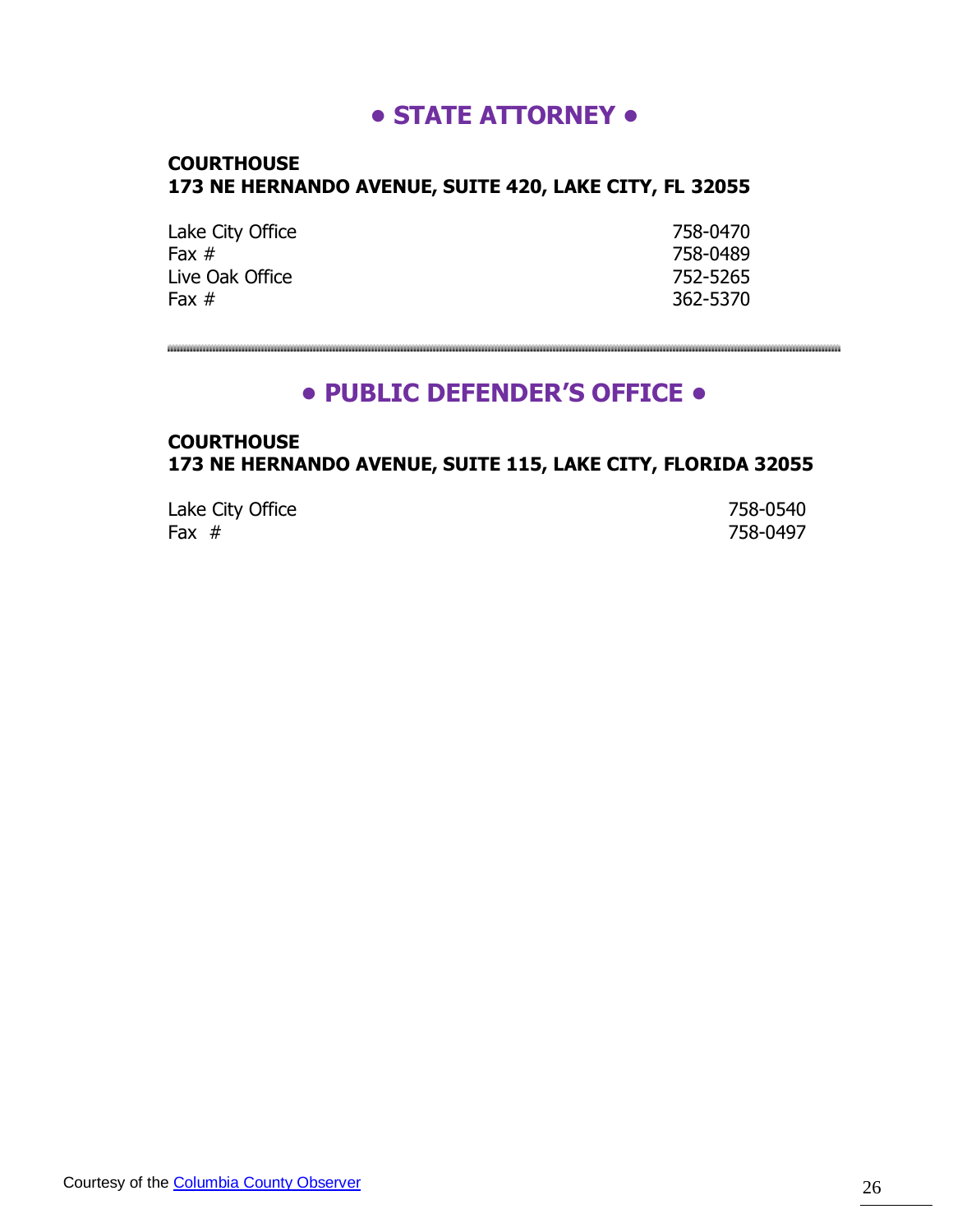## • STATE ATTORNEY •

**COURTHOUSE**
**173 NE HERNANDO AVENUE, SUITE 420, LAKE CITY, FL 32055**

| | |
|---|---|
| Lake City Office | 758-0470 |
| Fax # | 758-0489 |
| Live Oak Office | 752-5265 |
| Fax # | 362-5370 |

## • PUBLIC DEFENDER'S OFFICE •

**COURTHOUSE**
**173 NE HERNANDO AVENUE, SUITE 115, LAKE CITY, FLORIDA 32055**

| | |
|---|---|
| Lake City Office | 758-0540 |
| Fax # | 758-0497 |

Courtesy of the Columbia County Observer